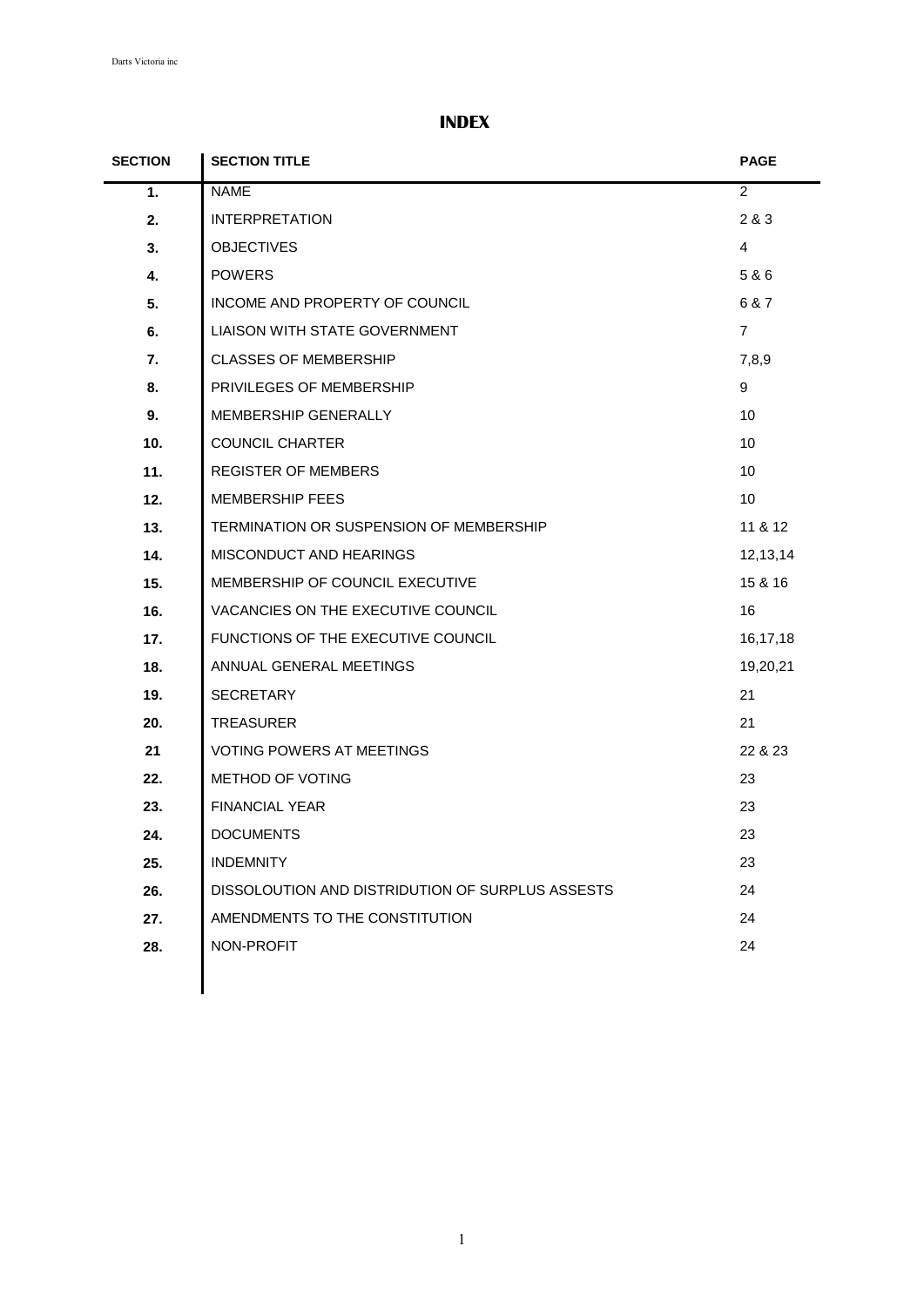# INDEX

| SECTION | SECTION TITLE | PAGE |
|---|---|---|
| 1. | NAME | 2 |
| 2. | INTERPRETATION | 2 & 3 |
| 3. | OBJECTIVES | 4 |
| 4. | POWERS | 5 & 6 |
| 5. | INCOME AND PROPERTY OF COUNCIL | 6 & 7 |
| 6. | LIAISON WITH STATE GOVERNMENT | 7 |
| 7. | CLASSES OF MEMBERSHIP | 7,8,9 |
| 8. | PRIVILEGES OF MEMBERSHIP | 9 |
| 9. | MEMBERSHIP GENERALLY | 10 |
| 10. | COUNCIL CHARTER | 10 |
| 11. | REGISTER OF MEMBERS | 10 |
| 12. | MEMBERSHIP FEES | 10 |
| 13. | TERMINATION OR SUSPENSION OF MEMBERSHIP | 11 & 12 |
| 14. | MISCONDUCT AND HEARINGS | 12,13,14 |
| 15. | MEMBERSHIP OF COUNCIL EXECUTIVE | 15 & 16 |
| 16. | VACANCIES ON THE EXECUTIVE COUNCIL | 16 |
| 17. | FUNCTIONS OF THE EXECUTIVE COUNCIL | 16,17,18 |
| 18. | ANNUAL GENERAL MEETINGS | 19,20,21 |
| 19. | SECRETARY | 21 |
| 20. | TREASURER | 21 |
| 21 | VOTING POWERS AT MEETINGS | 22 & 23 |
| 22. | METHOD OF VOTING | 23 |
| 23. | FINANCIAL YEAR | 23 |
| 24. | DOCUMENTS | 23 |
| 25. | INDEMNITY | 23 |
| 26. | DISSOLOUTION AND DISTRIDUTION OF SURPLUS ASSESTS | 24 |
| 27. | AMENDMENTS TO THE CONSTITUTION | 24 |
| 28. | NON-PROFIT | 24 |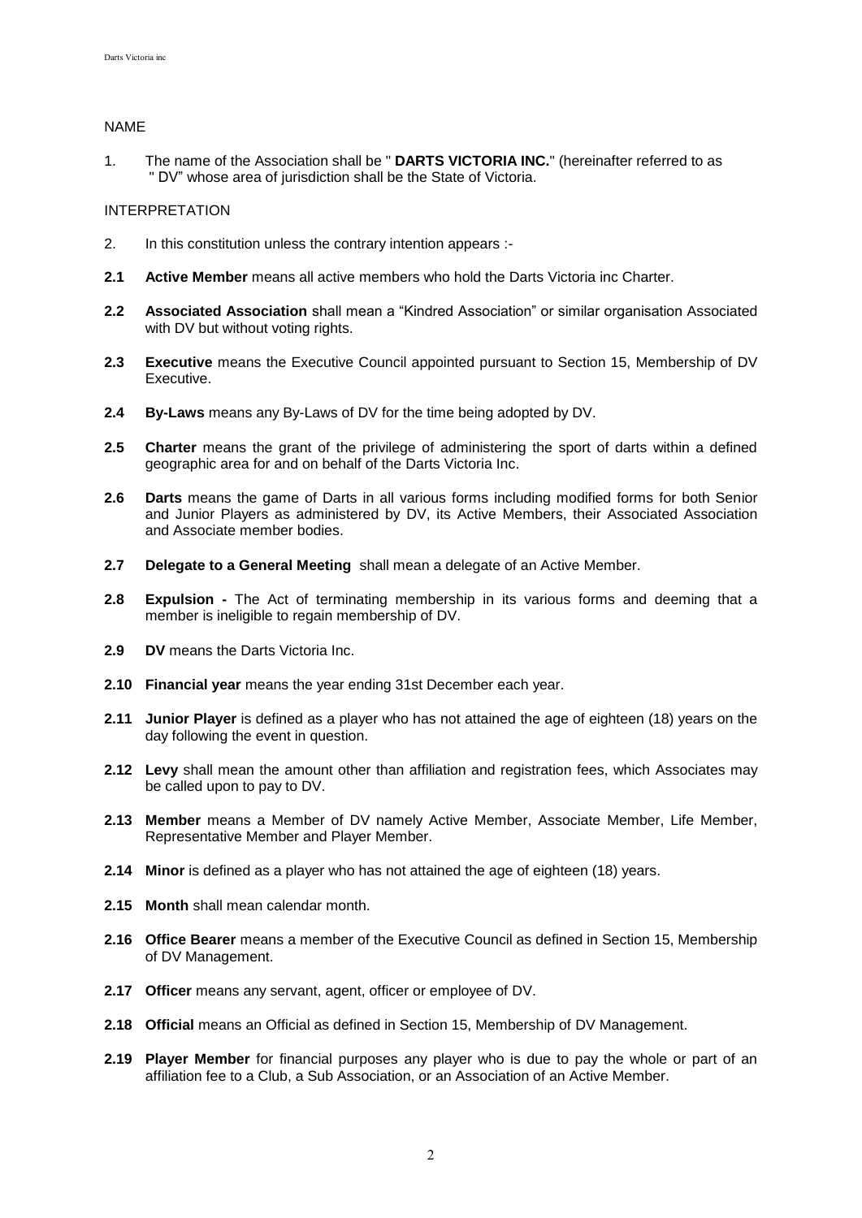## NAME

1. The name of the Association shall be " **DARTS VICTORIA INC.**" (hereinafter referred to as " DV" whose area of jurisdiction shall be the State of Victoria.

## INTERPRETATION

2. In this constitution unless the contrary intention appears :-

**2.1** **Active Member** means all active members who hold the Darts Victoria inc Charter.

**2.2** **Associated Association** shall mean a "Kindred Association" or similar organisation Associated with DV but without voting rights.

**2.3** **Executive** means the Executive Council appointed pursuant to Section 15, Membership of DV Executive.

**2.4** **By-Laws** means any By-Laws of DV for the time being adopted by DV.

**2.5** **Charter** means the grant of the privilege of administering the sport of darts within a defined geographic area for and on behalf of the Darts Victoria Inc.

**2.6** **Darts** means the game of Darts in all various forms including modified forms for both Senior and Junior Players as administered by DV, its Active Members, their Associated Association and Associate member bodies.

**2.7** **Delegate to a General Meeting** shall mean a delegate of an Active Member.

**2.8** **Expulsion -** The Act of terminating membership in its various forms and deeming that a member is ineligible to regain membership of DV.

**2.9** **DV** means the Darts Victoria Inc.

**2.10** **Financial year** means the year ending 31st December each year.

**2.11** **Junior Player** is defined as a player who has not attained the age of eighteen (18) years on the day following the event in question.

**2.12** **Levy** shall mean the amount other than affiliation and registration fees, which Associates may be called upon to pay to DV.

**2.13** **Member** means a Member of DV namely Active Member, Associate Member, Life Member, Representative Member and Player Member.

**2.14** **Minor** is defined as a player who has not attained the age of eighteen (18) years.

**2.15** **Month** shall mean calendar month.

**2.16** **Office Bearer** means a member of the Executive Council as defined in Section 15, Membership of DV Management.

**2.17** **Officer** means any servant, agent, officer or employee of DV.

**2.18** **Official** means an Official as defined in Section 15, Membership of DV Management.

**2.19** **Player Member** for financial purposes any player who is due to pay the whole or part of an affiliation fee to a Club, a Sub Association, or an Association of an Active Member.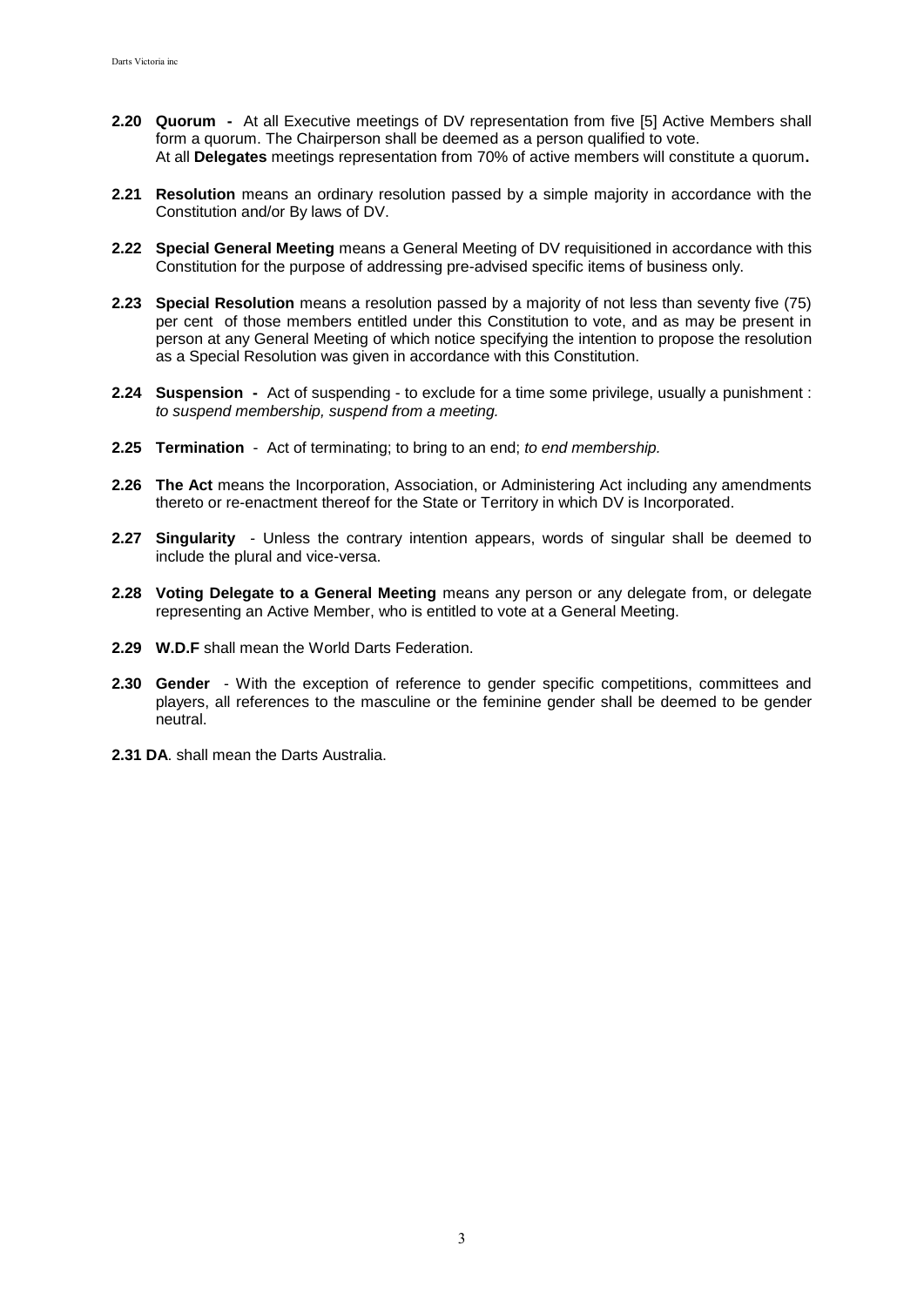**2.20 Quorum -** At all Executive meetings of DV representation from five [5] Active Members shall form a quorum. The Chairperson shall be deemed as a person qualified to vote.
At all **Delegates** meetings representation from 70% of active members will constitute a quorum**.**

**2.21 Resolution** means an ordinary resolution passed by a simple majority in accordance with the Constitution and/or By laws of DV.

**2.22 Special General Meeting** means a General Meeting of DV requisitioned in accordance with this Constitution for the purpose of addressing pre-advised specific items of business only.

**2.23 Special Resolution** means a resolution passed by a majority of not less than seventy five (75) per cent of those members entitled under this Constitution to vote, and as may be present in person at any General Meeting of which notice specifying the intention to propose the resolution as a Special Resolution was given in accordance with this Constitution.

**2.24 Suspension -** Act of suspending - to exclude for a time some privilege, usually a punishment : *to suspend membership, suspend from a meeting.*

**2.25 Termination** - Act of terminating; to bring to an end; *to end membership.*

**2.26 The Act** means the Incorporation, Association, or Administering Act including any amendments thereto or re-enactment thereof for the State or Territory in which DV is Incorporated.

**2.27 Singularity** - Unless the contrary intention appears, words of singular shall be deemed to include the plural and vice-versa.

**2.28 Voting Delegate to a General Meeting** means any person or any delegate from, or delegate representing an Active Member, who is entitled to vote at a General Meeting.

**2.29 W.D.F** shall mean the World Darts Federation.

**2.30 Gender** - With the exception of reference to gender specific competitions, committees and players, all references to the masculine or the feminine gender shall be deemed to be gender neutral.

**2.31 DA**. shall mean the Darts Australia.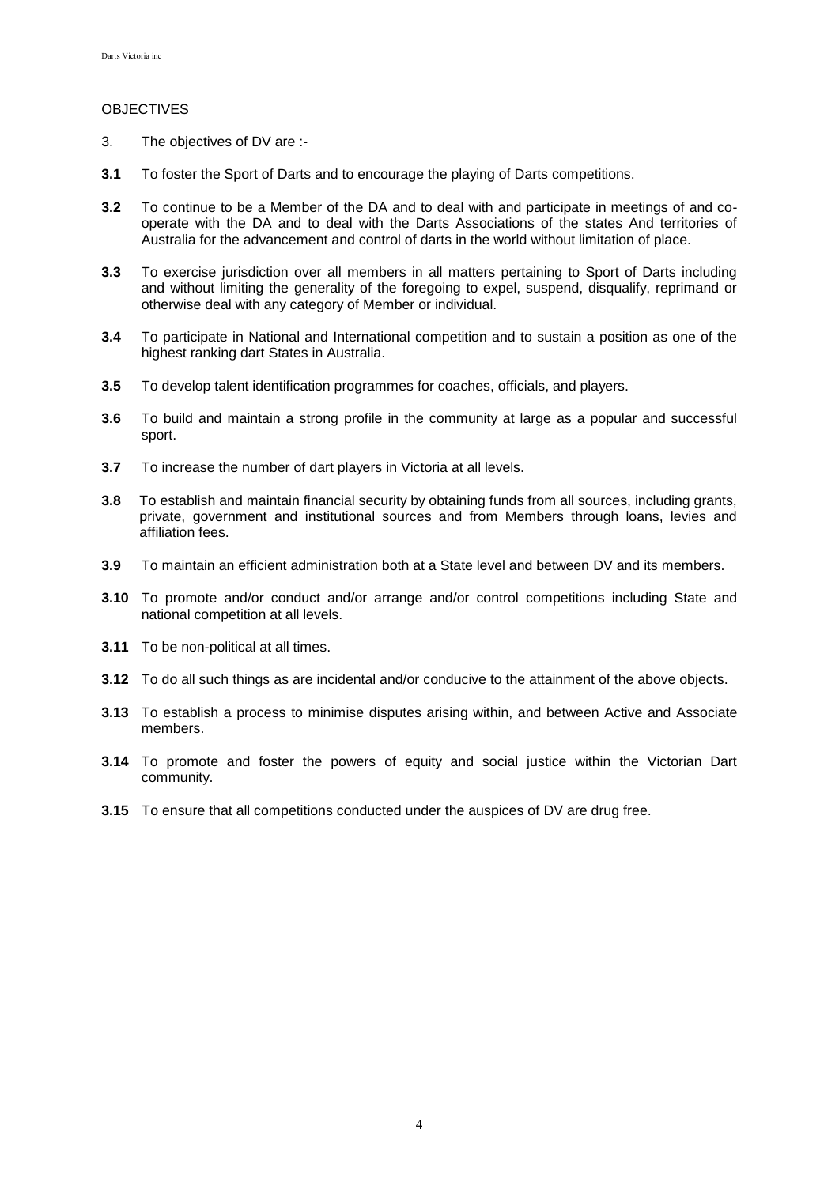## OBJECTIVES

3. The objectives of DV are :-

**3.1** To foster the Sport of Darts and to encourage the playing of Darts competitions.

**3.2** To continue to be a Member of the DA and to deal with and participate in meetings of and co-operate with the DA and to deal with the Darts Associations of the states And territories of Australia for the advancement and control of darts in the world without limitation of place.

**3.3** To exercise jurisdiction over all members in all matters pertaining to Sport of Darts including and without limiting the generality of the foregoing to expel, suspend, disqualify, reprimand or otherwise deal with any category of Member or individual.

**3.4** To participate in National and International competition and to sustain a position as one of the highest ranking dart States in Australia.

**3.5** To develop talent identification programmes for coaches, officials, and players.

**3.6** To build and maintain a strong profile in the community at large as a popular and successful sport.

**3.7** To increase the number of dart players in Victoria at all levels.

**3.8** To establish and maintain financial security by obtaining funds from all sources, including grants, private, government and institutional sources and from Members through loans, levies and affiliation fees.

**3.9** To maintain an efficient administration both at a State level and between DV and its members.

**3.10** To promote and/or conduct and/or arrange and/or control competitions including State and national competition at all levels.

**3.11** To be non-political at all times.

**3.12** To do all such things as are incidental and/or conducive to the attainment of the above objects.

**3.13** To establish a process to minimise disputes arising within, and between Active and Associate members.

**3.14** To promote and foster the powers of equity and social justice within the Victorian Dart community.

**3.15** To ensure that all competitions conducted under the auspices of DV are drug free.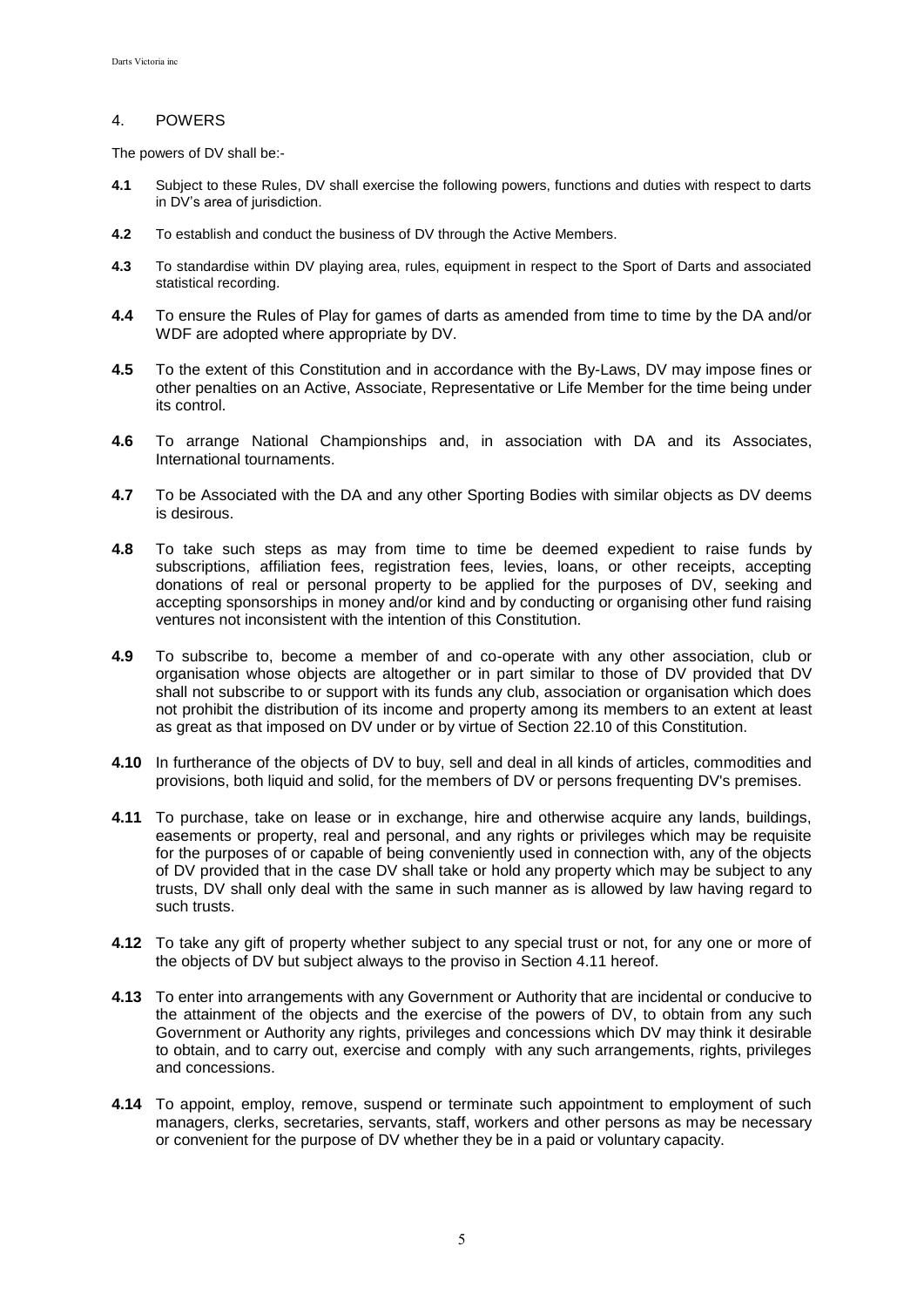## 4. POWERS

The powers of DV shall be:-

**4.1** Subject to these Rules, DV shall exercise the following powers, functions and duties with respect to darts in DV's area of jurisdiction.

**4.2** To establish and conduct the business of DV through the Active Members.

**4.3** To standardise within DV playing area, rules, equipment in respect to the Sport of Darts and associated statistical recording.

**4.4** To ensure the Rules of Play for games of darts as amended from time to time by the DA and/or WDF are adopted where appropriate by DV.

**4.5** To the extent of this Constitution and in accordance with the By-Laws, DV may impose fines or other penalties on an Active, Associate, Representative or Life Member for the time being under its control.

**4.6** To arrange National Championships and, in association with DA and its Associates, International tournaments.

**4.7** To be Associated with the DA and any other Sporting Bodies with similar objects as DV deems is desirous.

**4.8** To take such steps as may from time to time be deemed expedient to raise funds by subscriptions, affiliation fees, registration fees, levies, loans, or other receipts, accepting donations of real or personal property to be applied for the purposes of DV, seeking and accepting sponsorships in money and/or kind and by conducting or organising other fund raising ventures not inconsistent with the intention of this Constitution.

**4.9** To subscribe to, become a member of and co-operate with any other association, club or organisation whose objects are altogether or in part similar to those of DV provided that DV shall not subscribe to or support with its funds any club, association or organisation which does not prohibit the distribution of its income and property among its members to an extent at least as great as that imposed on DV under or by virtue of Section 22.10 of this Constitution.

**4.10** In furtherance of the objects of DV to buy, sell and deal in all kinds of articles, commodities and provisions, both liquid and solid, for the members of DV or persons frequenting DV's premises.

**4.11** To purchase, take on lease or in exchange, hire and otherwise acquire any lands, buildings, easements or property, real and personal, and any rights or privileges which may be requisite for the purposes of or capable of being conveniently used in connection with, any of the objects of DV provided that in the case DV shall take or hold any property which may be subject to any trusts, DV shall only deal with the same in such manner as is allowed by law having regard to such trusts.

**4.12** To take any gift of property whether subject to any special trust or not, for any one or more of the objects of DV but subject always to the proviso in Section 4.11 hereof.

**4.13** To enter into arrangements with any Government or Authority that are incidental or conducive to the attainment of the objects and the exercise of the powers of DV, to obtain from any such Government or Authority any rights, privileges and concessions which DV may think it desirable to obtain, and to carry out, exercise and comply with any such arrangements, rights, privileges and concessions.

**4.14** To appoint, employ, remove, suspend or terminate such appointment to employment of such managers, clerks, secretaries, servants, staff, workers and other persons as may be necessary or convenient for the purpose of DV whether they be in a paid or voluntary capacity.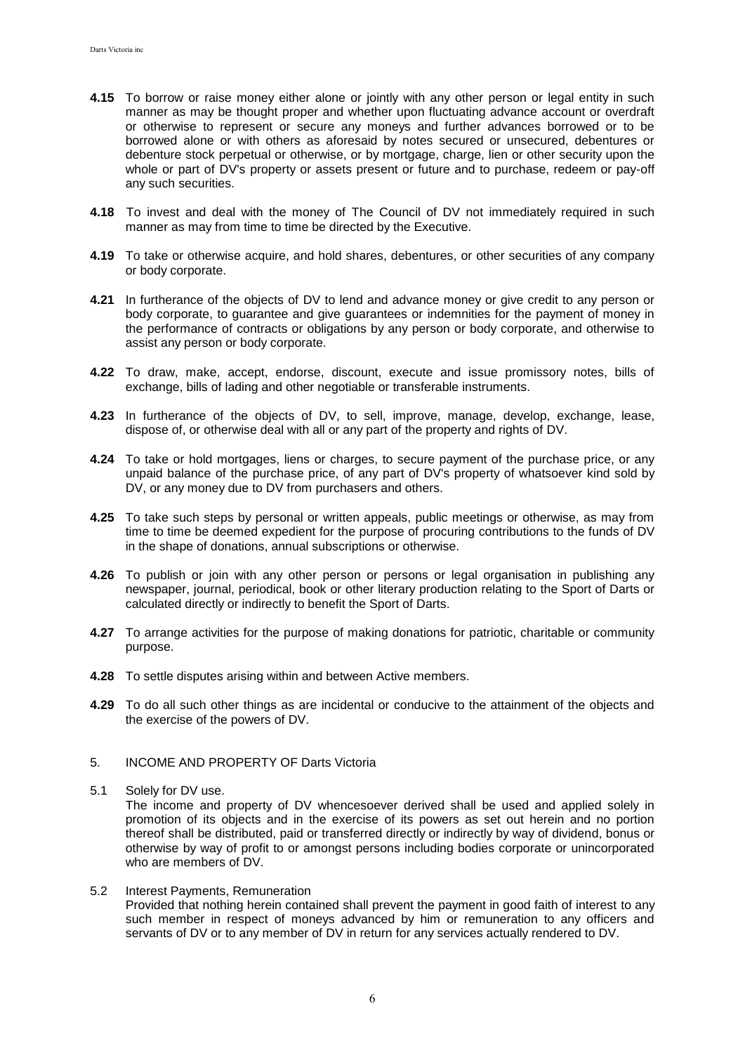**4.15** To borrow or raise money either alone or jointly with any other person or legal entity in such manner as may be thought proper and whether upon fluctuating advance account or overdraft or otherwise to represent or secure any moneys and further advances borrowed or to be borrowed alone or with others as aforesaid by notes secured or unsecured, debentures or debenture stock perpetual or otherwise, or by mortgage, charge, lien or other security upon the whole or part of DV's property or assets present or future and to purchase, redeem or pay-off any such securities.

**4.18** To invest and deal with the money of The Council of DV not immediately required in such manner as may from time to time be directed by the Executive.

**4.19** To take or otherwise acquire, and hold shares, debentures, or other securities of any company or body corporate.

**4.21** In furtherance of the objects of DV to lend and advance money or give credit to any person or body corporate, to guarantee and give guarantees or indemnities for the payment of money in the performance of contracts or obligations by any person or body corporate, and otherwise to assist any person or body corporate.

**4.22** To draw, make, accept, endorse, discount, execute and issue promissory notes, bills of exchange, bills of lading and other negotiable or transferable instruments.

**4.23** In furtherance of the objects of DV, to sell, improve, manage, develop, exchange, lease, dispose of, or otherwise deal with all or any part of the property and rights of DV.

**4.24** To take or hold mortgages, liens or charges, to secure payment of the purchase price, or any unpaid balance of the purchase price, of any part of DV's property of whatsoever kind sold by DV, or any money due to DV from purchasers and others.

**4.25** To take such steps by personal or written appeals, public meetings or otherwise, as may from time to time be deemed expedient for the purpose of procuring contributions to the funds of DV in the shape of donations, annual subscriptions or otherwise.

**4.26** To publish or join with any other person or persons or legal organisation in publishing any newspaper, journal, periodical, book or other literary production relating to the Sport of Darts or calculated directly or indirectly to benefit the Sport of Darts.

**4.27** To arrange activities for the purpose of making donations for patriotic, charitable or community purpose.

**4.28** To settle disputes arising within and between Active members.

**4.29** To do all such other things as are incidental or conducive to the attainment of the objects and the exercise of the powers of DV.

## 5. INCOME AND PROPERTY OF Darts Victoria

5.1 Solely for DV use.

The income and property of DV whencesoever derived shall be used and applied solely in promotion of its objects and in the exercise of its powers as set out herein and no portion thereof shall be distributed, paid or transferred directly or indirectly by way of dividend, bonus or otherwise by way of profit to or amongst persons including bodies corporate or unincorporated who are members of DV.

5.2 Interest Payments, Remuneration

Provided that nothing herein contained shall prevent the payment in good faith of interest to any such member in respect of moneys advanced by him or remuneration to any officers and servants of DV or to any member of DV in return for any services actually rendered to DV.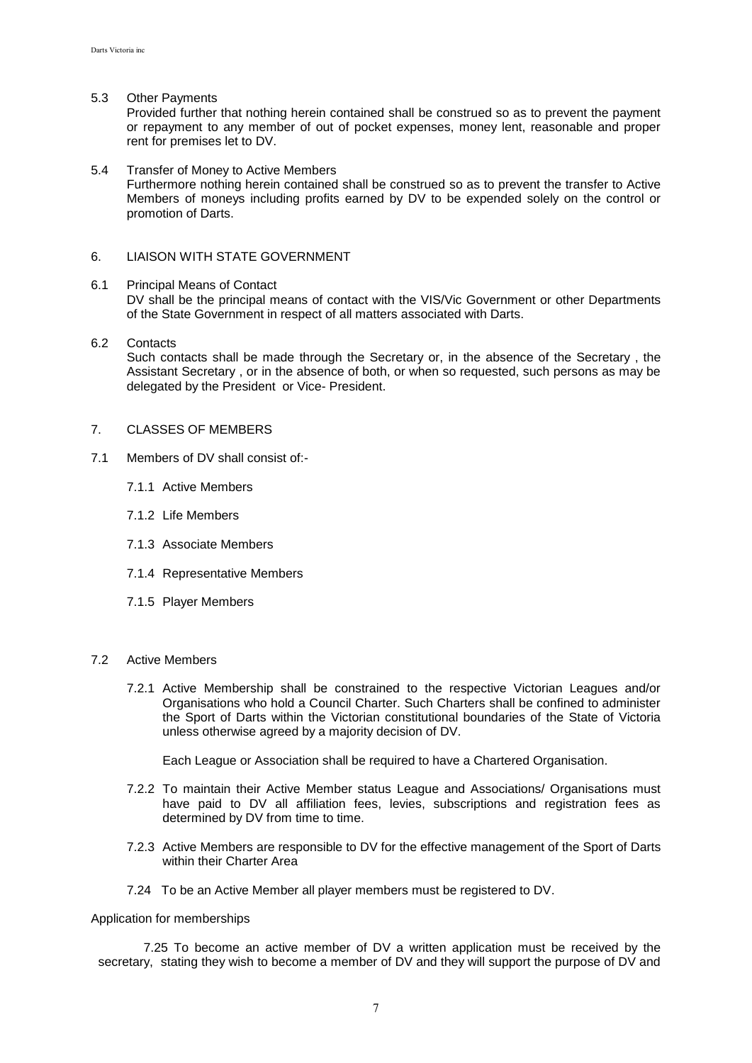5.3 Other Payments

Provided further that nothing herein contained shall be construed so as to prevent the payment or repayment to any member of out of pocket expenses, money lent, reasonable and proper rent for premises let to DV.

5.4 Transfer of Money to Active Members

Furthermore nothing herein contained shall be construed so as to prevent the transfer to Active Members of moneys including profits earned by DV to be expended solely on the control or promotion of Darts.

## 6. LIAISON WITH STATE GOVERNMENT

6.1 Principal Means of Contact

DV shall be the principal means of contact with the VIS/Vic Government or other Departments of the State Government in respect of all matters associated with Darts.

6.2 Contacts

Such contacts shall be made through the Secretary or, in the absence of the Secretary , the Assistant Secretary , or in the absence of both, or when so requested, such persons as may be delegated by the President or Vice- President.

## 7. CLASSES OF MEMBERS

7.1 Members of DV shall consist of:-

- 7.1.1 Active Members
- 7.1.2 Life Members
- 7.1.3 Associate Members
- 7.1.4 Representative Members
- 7.1.5 Player Members

7.2 Active Members

7.2.1 Active Membership shall be constrained to the respective Victorian Leagues and/or Organisations who hold a Council Charter. Such Charters shall be confined to administer the Sport of Darts within the Victorian constitutional boundaries of the State of Victoria unless otherwise agreed by a majority decision of DV.

Each League or Association shall be required to have a Chartered Organisation.

7.2.2 To maintain their Active Member status League and Associations/ Organisations must have paid to DV all affiliation fees, levies, subscriptions and registration fees as determined by DV from time to time.

7.2.3 Active Members are responsible to DV for the effective management of the Sport of Darts within their Charter Area

7.24 To be an Active Member all player members must be registered to DV.

Application for memberships

7.25 To become an active member of DV a written application must be received by the secretary, stating they wish to become a member of DV and they will support the purpose of DV and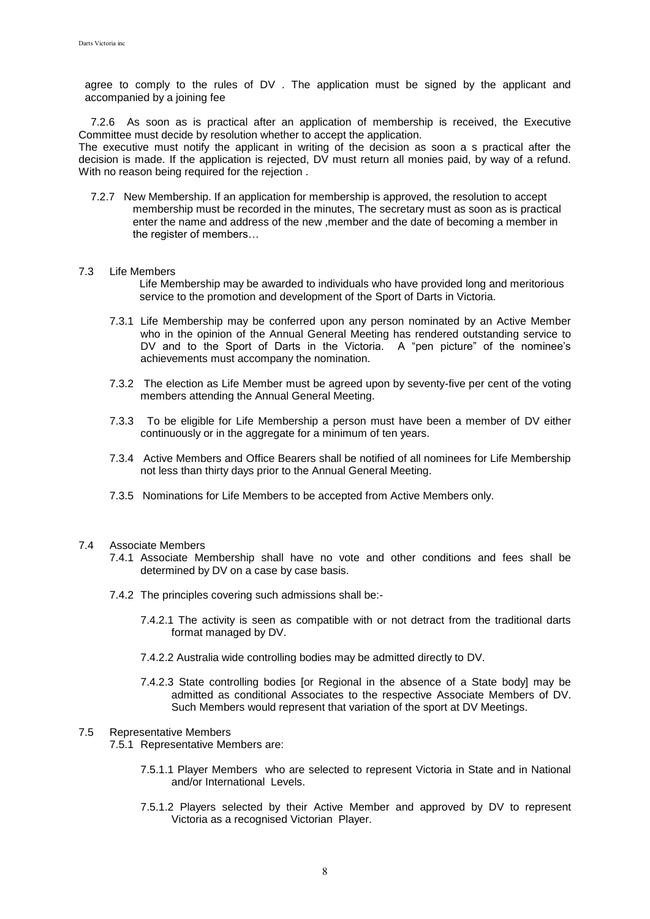agree to comply to the rules of DV . The application must be signed by the applicant and accompanied by a joining fee

7.2.6 As soon as is practical after an application of membership is received, the Executive Committee must decide by resolution whether to accept the application.
The executive must notify the applicant in writing of the decision as soon a s practical after the decision is made. If the application is rejected, DV must return all monies paid, by way of a refund. With no reason being required for the rejection .

7.2.7 New Membership. If an application for membership is approved, the resolution to accept membership must be recorded in the minutes, The secretary must as soon as is practical enter the name and address of the new ,member and the date of becoming a member in the register of members…

7.3 Life Members

Life Membership may be awarded to individuals who have provided long and meritorious service to the promotion and development of the Sport of Darts in Victoria.

7.3.1 Life Membership may be conferred upon any person nominated by an Active Member who in the opinion of the Annual General Meeting has rendered outstanding service to DV and to the Sport of Darts in the Victoria. A "pen picture" of the nominee's achievements must accompany the nomination.

7.3.2 The election as Life Member must be agreed upon by seventy-five per cent of the voting members attending the Annual General Meeting.

7.3.3 To be eligible for Life Membership a person must have been a member of DV either continuously or in the aggregate for a minimum of ten years.

7.3.4 Active Members and Office Bearers shall be notified of all nominees for Life Membership not less than thirty days prior to the Annual General Meeting.

7.3.5 Nominations for Life Members to be accepted from Active Members only.

7.4 Associate Members

7.4.1 Associate Membership shall have no vote and other conditions and fees shall be determined by DV on a case by case basis.

7.4.2 The principles covering such admissions shall be:-

7.4.2.1 The activity is seen as compatible with or not detract from the traditional darts format managed by DV.

7.4.2.2 Australia wide controlling bodies may be admitted directly to DV.

7.4.2.3 State controlling bodies [or Regional in the absence of a State body] may be admitted as conditional Associates to the respective Associate Members of DV. Such Members would represent that variation of the sport at DV Meetings.

7.5 Representative Members

7.5.1 Representative Members are:

7.5.1.1 Player Members who are selected to represent Victoria in State and in National and/or International Levels.

7.5.1.2 Players selected by their Active Member and approved by DV to represent Victoria as a recognised Victorian Player.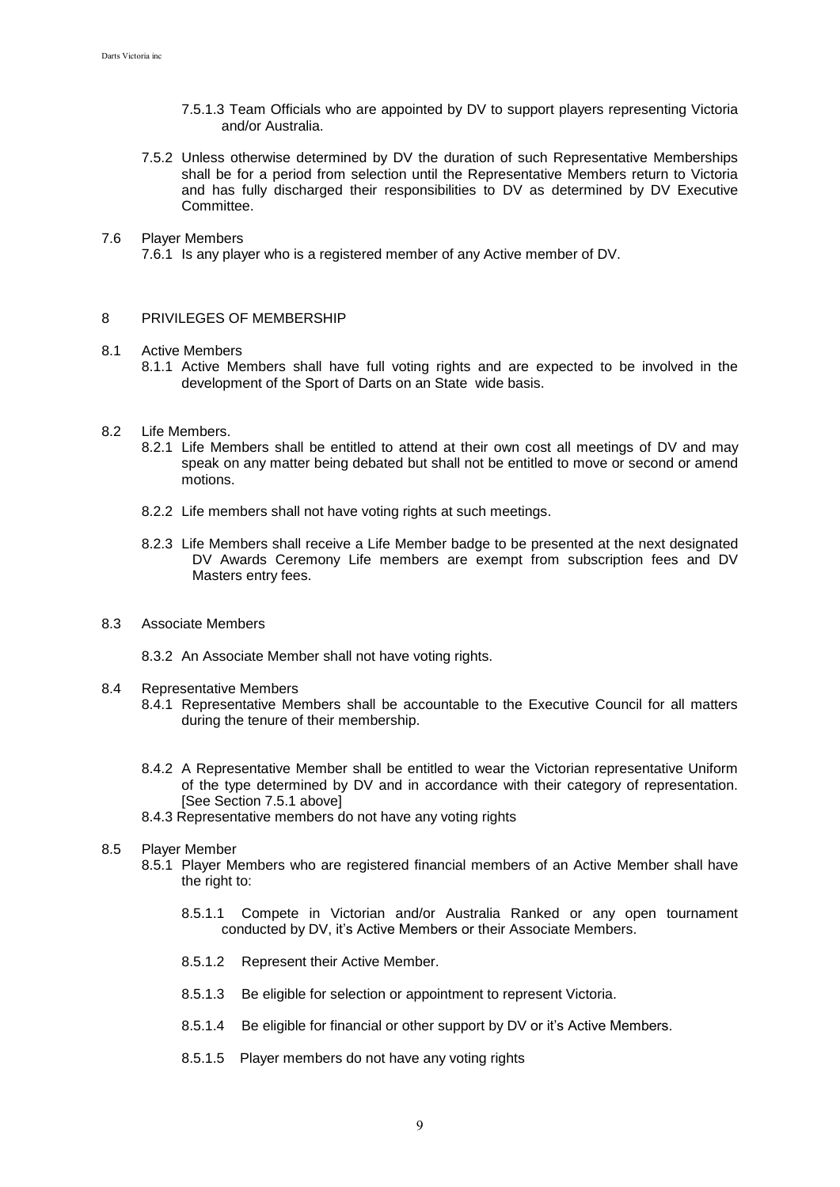7.5.1.3 Team Officials who are appointed by DV to support players representing Victoria and/or Australia.

7.5.2 Unless otherwise determined by DV the duration of such Representative Memberships shall be for a period from selection until the Representative Members return to Victoria and has fully discharged their responsibilities to DV as determined by DV Executive Committee.

7.6 Player Members

7.6.1 Is any player who is a registered member of any Active member of DV.

## 8 PRIVILEGES OF MEMBERSHIP

8.1 Active Members

8.1.1 Active Members shall have full voting rights and are expected to be involved in the development of the Sport of Darts on an State wide basis.

8.2 Life Members.

8.2.1 Life Members shall be entitled to attend at their own cost all meetings of DV and may speak on any matter being debated but shall not be entitled to move or second or amend motions.

8.2.2 Life members shall not have voting rights at such meetings.

8.2.3 Life Members shall receive a Life Member badge to be presented at the next designated DV Awards Ceremony Life members are exempt from subscription fees and DV Masters entry fees.

8.3 Associate Members

8.3.2 An Associate Member shall not have voting rights.

8.4 Representative Members

8.4.1 Representative Members shall be accountable to the Executive Council for all matters during the tenure of their membership.

8.4.2 A Representative Member shall be entitled to wear the Victorian representative Uniform of the type determined by DV and in accordance with their category of representation. [See Section 7.5.1 above]

8.4.3 Representative members do not have any voting rights

8.5 Player Member

8.5.1 Player Members who are registered financial members of an Active Member shall have the right to:

8.5.1.1 Compete in Victorian and/or Australia Ranked or any open tournament conducted by DV, it's Active Members or their Associate Members.

8.5.1.2 Represent their Active Member.

8.5.1.3 Be eligible for selection or appointment to represent Victoria.

8.5.1.4 Be eligible for financial or other support by DV or it's Active Members.

8.5.1.5 Player members do not have any voting rights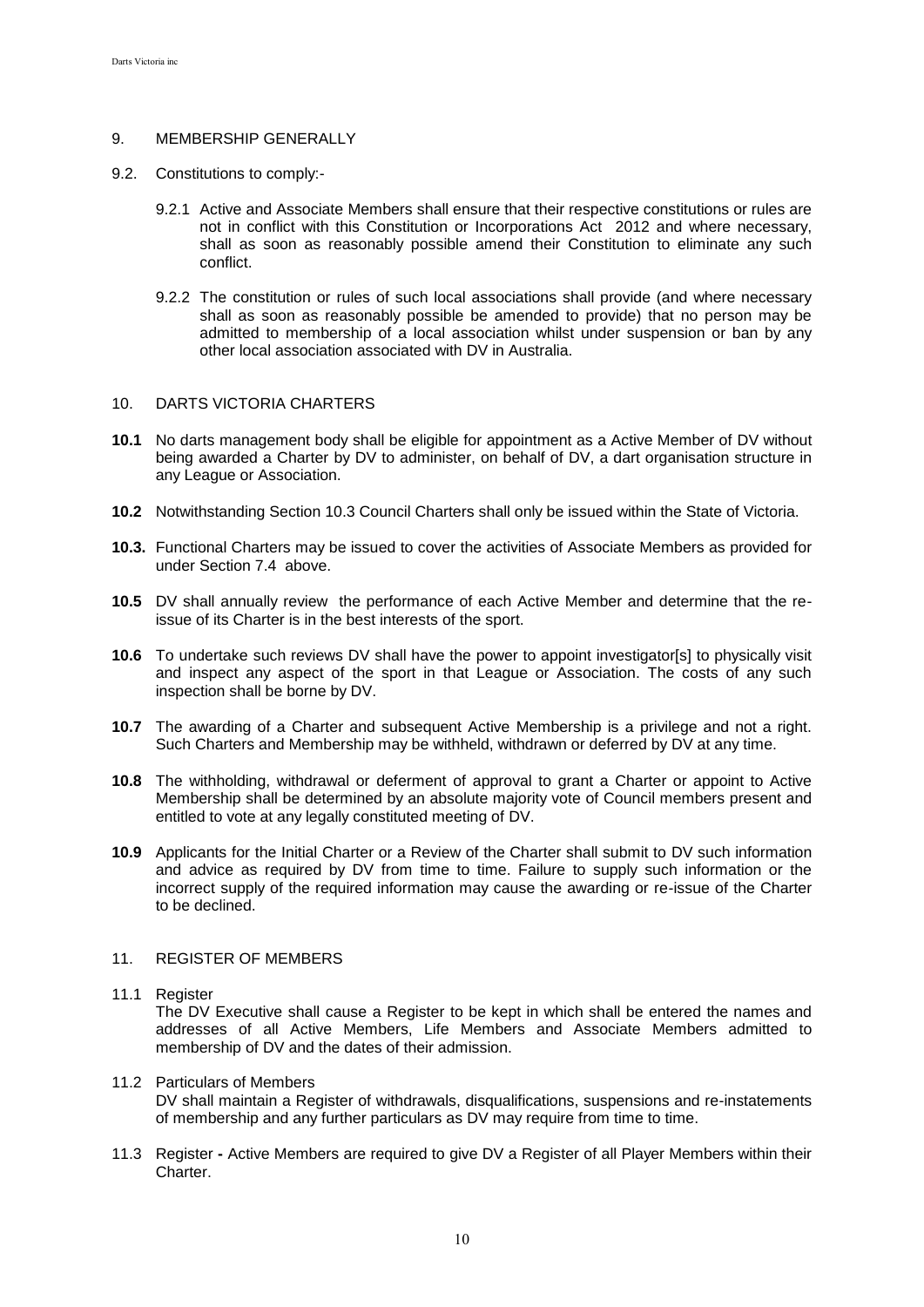## 9. MEMBERSHIP GENERALLY

9.2. Constitutions to comply:-

9.2.1 Active and Associate Members shall ensure that their respective constitutions or rules are not in conflict with this Constitution or Incorporations Act 2012 and where necessary, shall as soon as reasonably possible amend their Constitution to eliminate any such conflict.

9.2.2 The constitution or rules of such local associations shall provide (and where necessary shall as soon as reasonably possible be amended to provide) that no person may be admitted to membership of a local association whilst under suspension or ban by any other local association associated with DV in Australia.

## 10. DARTS VICTORIA CHARTERS

**10.1** No darts management body shall be eligible for appointment as a Active Member of DV without being awarded a Charter by DV to administer, on behalf of DV, a dart organisation structure in any League or Association.

**10.2** Notwithstanding Section 10.3 Council Charters shall only be issued within the State of Victoria.

**10.3.** Functional Charters may be issued to cover the activities of Associate Members as provided for under Section 7.4 above.

**10.5** DV shall annually review the performance of each Active Member and determine that the re-issue of its Charter is in the best interests of the sport.

**10.6** To undertake such reviews DV shall have the power to appoint investigator[s] to physically visit and inspect any aspect of the sport in that League or Association. The costs of any such inspection shall be borne by DV.

**10.7** The awarding of a Charter and subsequent Active Membership is a privilege and not a right. Such Charters and Membership may be withheld, withdrawn or deferred by DV at any time.

**10.8** The withholding, withdrawal or deferment of approval to grant a Charter or appoint to Active Membership shall be determined by an absolute majority vote of Council members present and entitled to vote at any legally constituted meeting of DV.

**10.9** Applicants for the Initial Charter or a Review of the Charter shall submit to DV such information and advice as required by DV from time to time. Failure to supply such information or the incorrect supply of the required information may cause the awarding or re-issue of the Charter to be declined.

## 11. REGISTER OF MEMBERS

11.1 Register

The DV Executive shall cause a Register to be kept in which shall be entered the names and addresses of all Active Members, Life Members and Associate Members admitted to membership of DV and the dates of their admission.

11.2 Particulars of Members

DV shall maintain a Register of withdrawals, disqualifications, suspensions and re-instatements of membership and any further particulars as DV may require from time to time.

11.3 Register **-** Active Members are required to give DV a Register of all Player Members within their Charter.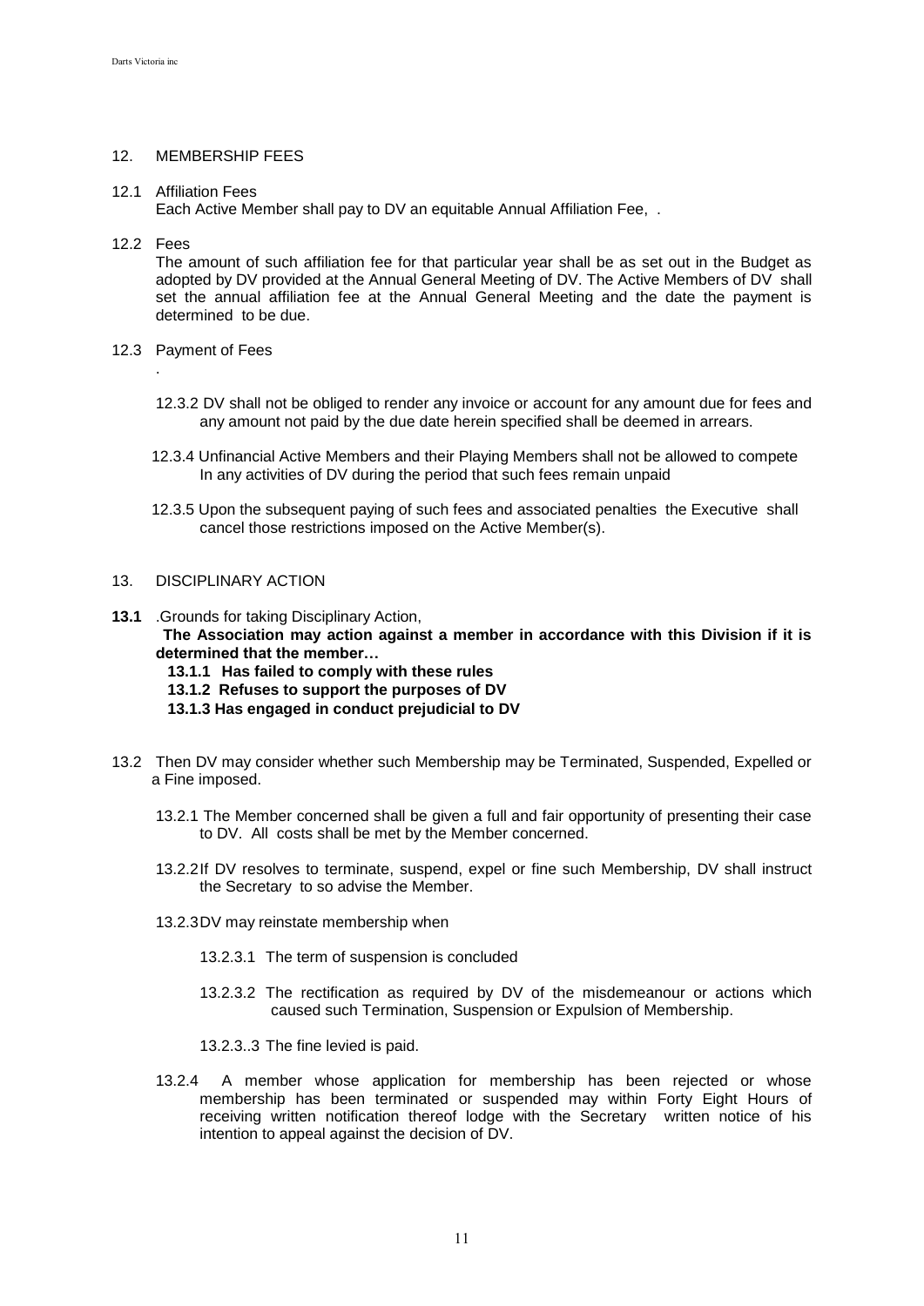## 12. MEMBERSHIP FEES

12.1 Affiliation Fees

Each Active Member shall pay to DV an equitable Annual Affiliation Fee, .

12.2 Fees

The amount of such affiliation fee for that particular year shall be as set out in the Budget as adopted by DV provided at the Annual General Meeting of DV. The Active Members of DV shall set the annual affiliation fee at the Annual General Meeting and the date the payment is determined to be due.

12.3 Payment of Fees

.

12.3.2 DV shall not be obliged to render any invoice or account for any amount due for fees and any amount not paid by the due date herein specified shall be deemed in arrears.

12.3.4 Unfinancial Active Members and their Playing Members shall not be allowed to compete In any activities of DV during the period that such fees remain unpaid

12.3.5 Upon the subsequent paying of such fees and associated penalties the Executive shall cancel those restrictions imposed on the Active Member(s).

## 13. DISCIPLINARY ACTION

**13.1** .Grounds for taking Disciplinary Action,

**The Association may action against a member in accordance with this Division if it is determined that the member…**

**13.1.1 Has failed to comply with these rules**

**13.1.2 Refuses to support the purposes of DV**

**13.1.3 Has engaged in conduct prejudicial to DV**

13.2 Then DV may consider whether such Membership may be Terminated, Suspended, Expelled or a Fine imposed.

13.2.1 The Member concerned shall be given a full and fair opportunity of presenting their case to DV. All costs shall be met by the Member concerned.

13.2.2 If DV resolves to terminate, suspend, expel or fine such Membership, DV shall instruct the Secretary to so advise the Member.

13.2.3 DV may reinstate membership when

13.2.3.1 The term of suspension is concluded

13.2.3.2 The rectification as required by DV of the misdemeanour or actions which caused such Termination, Suspension or Expulsion of Membership.

13.2.3..3 The fine levied is paid.

13.2.4 A member whose application for membership has been rejected or whose membership has been terminated or suspended may within Forty Eight Hours of receiving written notification thereof lodge with the Secretary written notice of his intention to appeal against the decision of DV.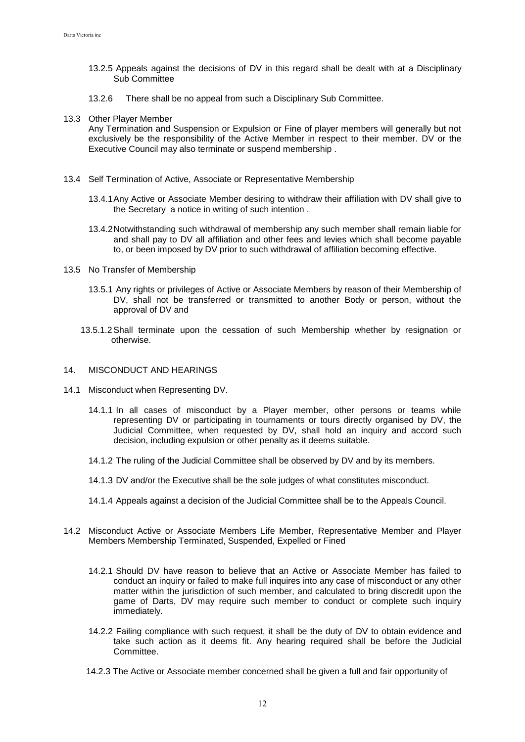13.2.5 Appeals against the decisions of DV in this regard shall be dealt with at a Disciplinary Sub Committee

13.2.6 There shall be no appeal from such a Disciplinary Sub Committee.

13.3 Other Player Member

Any Termination and Suspension or Expulsion or Fine of player members will generally but not exclusively be the responsibility of the Active Member in respect to their member. DV or the Executive Council may also terminate or suspend membership .

13.4 Self Termination of Active, Associate or Representative Membership

13.4.1 Any Active or Associate Member desiring to withdraw their affiliation with DV shall give to the Secretary a notice in writing of such intention .

13.4.2 Notwithstanding such withdrawal of membership any such member shall remain liable for and shall pay to DV all affiliation and other fees and levies which shall become payable to, or been imposed by DV prior to such withdrawal of affiliation becoming effective.

13.5 No Transfer of Membership

13.5.1 Any rights or privileges of Active or Associate Members by reason of their Membership of DV, shall not be transferred or transmitted to another Body or person, without the approval of DV and

13.5.1.2 Shall terminate upon the cessation of such Membership whether by resignation or otherwise.

## 14. MISCONDUCT AND HEARINGS

14.1 Misconduct when Representing DV.

14.1.1 In all cases of misconduct by a Player member, other persons or teams while representing DV or participating in tournaments or tours directly organised by DV, the Judicial Committee, when requested by DV, shall hold an inquiry and accord such decision, including expulsion or other penalty as it deems suitable.

14.1.2 The ruling of the Judicial Committee shall be observed by DV and by its members.

14.1.3 DV and/or the Executive shall be the sole judges of what constitutes misconduct.

14.1.4 Appeals against a decision of the Judicial Committee shall be to the Appeals Council.

14.2 Misconduct Active or Associate Members Life Member, Representative Member and Player Members Membership Terminated, Suspended, Expelled or Fined

14.2.1 Should DV have reason to believe that an Active or Associate Member has failed to conduct an inquiry or failed to make full inquires into any case of misconduct or any other matter within the jurisdiction of such member, and calculated to bring discredit upon the game of Darts, DV may require such member to conduct or complete such inquiry immediately.

14.2.2 Failing compliance with such request, it shall be the duty of DV to obtain evidence and take such action as it deems fit. Any hearing required shall be before the Judicial Committee.

14.2.3 The Active or Associate member concerned shall be given a full and fair opportunity of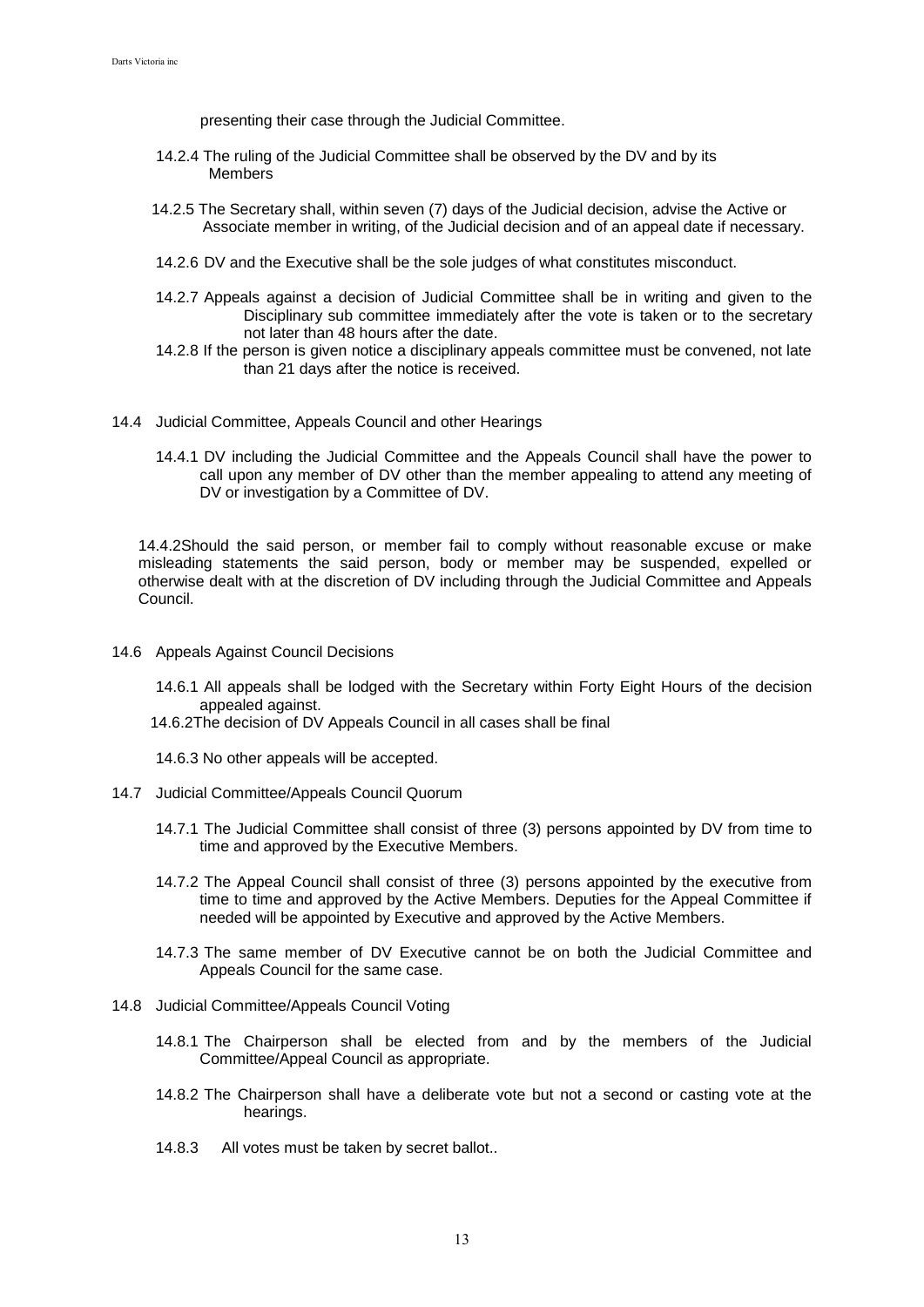presenting their case through the Judicial Committee.

14.2.4 The ruling of the Judicial Committee shall be observed by the DV and by its Members

14.2.5 The Secretary shall, within seven (7) days of the Judicial decision, advise the Active or Associate member in writing, of the Judicial decision and of an appeal date if necessary.

14.2.6 DV and the Executive shall be the sole judges of what constitutes misconduct.

14.2.7 Appeals against a decision of Judicial Committee shall be in writing and given to the Disciplinary sub committee immediately after the vote is taken or to the secretary not later than 48 hours after the date.

14.2.8 If the person is given notice a disciplinary appeals committee must be convened, not late than 21 days after the notice is received.

14.4 Judicial Committee, Appeals Council and other Hearings

14.4.1 DV including the Judicial Committee and the Appeals Council shall have the power to call upon any member of DV other than the member appealing to attend any meeting of DV or investigation by a Committee of DV.

14.4.2Should the said person, or member fail to comply without reasonable excuse or make misleading statements the said person, body or member may be suspended, expelled or otherwise dealt with at the discretion of DV including through the Judicial Committee and Appeals Council.

14.6 Appeals Against Council Decisions

14.6.1 All appeals shall be lodged with the Secretary within Forty Eight Hours of the decision appealed against.

14.6.2The decision of DV Appeals Council in all cases shall be final

14.6.3 No other appeals will be accepted.

14.7 Judicial Committee/Appeals Council Quorum

14.7.1 The Judicial Committee shall consist of three (3) persons appointed by DV from time to time and approved by the Executive Members.

14.7.2 The Appeal Council shall consist of three (3) persons appointed by the executive from time to time and approved by the Active Members. Deputies for the Appeal Committee if needed will be appointed by Executive and approved by the Active Members.

14.7.3 The same member of DV Executive cannot be on both the Judicial Committee and Appeals Council for the same case.

14.8 Judicial Committee/Appeals Council Voting

14.8.1 The Chairperson shall be elected from and by the members of the Judicial Committee/Appeal Council as appropriate.

14.8.2 The Chairperson shall have a deliberate vote but not a second or casting vote at the hearings.

14.8.3 All votes must be taken by secret ballot..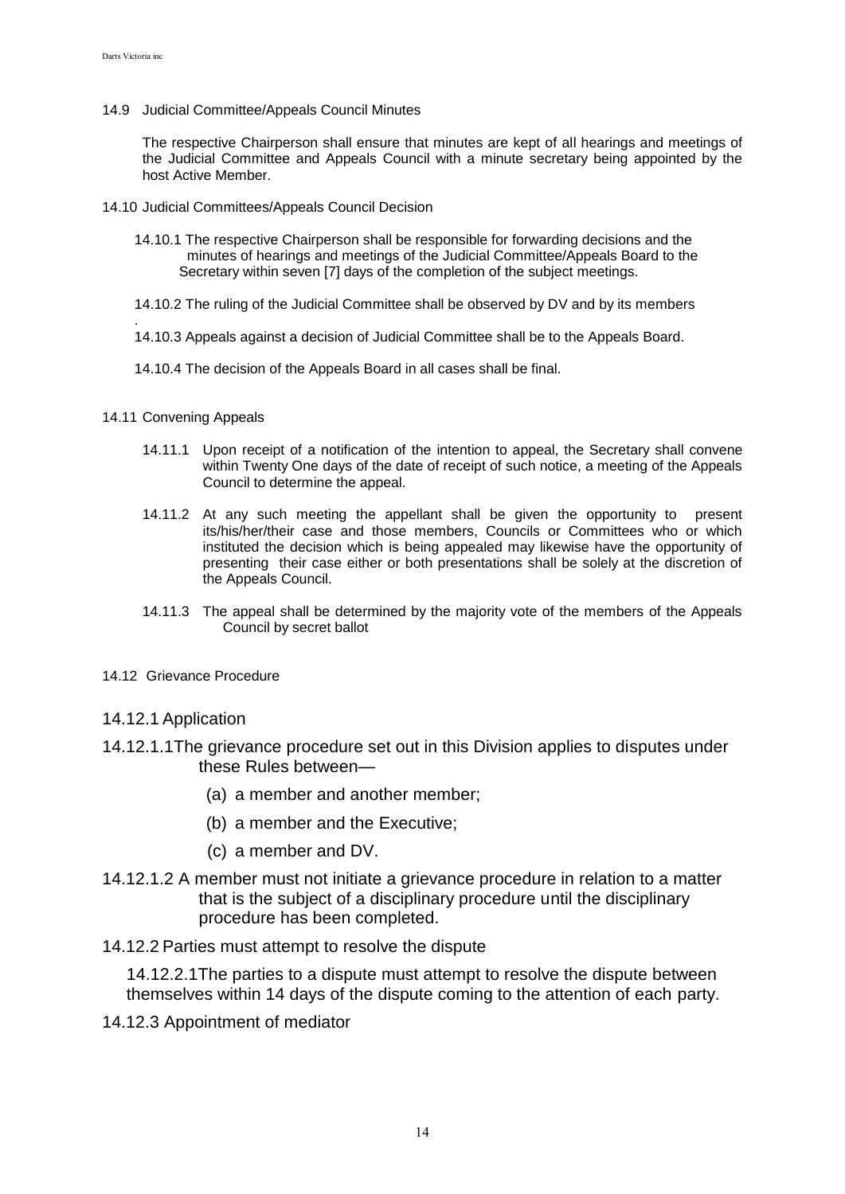14.9 Judicial Committee/Appeals Council Minutes

The respective Chairperson shall ensure that minutes are kept of all hearings and meetings of the Judicial Committee and Appeals Council with a minute secretary being appointed by the host Active Member.

14.10 Judicial Committees/Appeals Council Decision

14.10.1 The respective Chairperson shall be responsible for forwarding decisions and the minutes of hearings and meetings of the Judicial Committee/Appeals Board to the Secretary within seven [7] days of the completion of the subject meetings.

14.10.2 The ruling of the Judicial Committee shall be observed by DV and by its members.

14.10.3 Appeals against a decision of Judicial Committee shall be to the Appeals Board.

14.10.4 The decision of the Appeals Board in all cases shall be final.

14.11 Convening Appeals

14.11.1 Upon receipt of a notification of the intention to appeal, the Secretary shall convene within Twenty One days of the date of receipt of such notice, a meeting of the Appeals Council to determine the appeal.

14.11.2 At any such meeting the appellant shall be given the opportunity to present its/his/her/their case and those members, Councils or Committees who or which instituted the decision which is being appealed may likewise have the opportunity of presenting their case either or both presentations shall be solely at the discretion of the Appeals Council.

14.11.3 The appeal shall be determined by the majority vote of the members of the Appeals Council by secret ballot

14.12 Grievance Procedure

14.12.1 Application

14.12.1.1 The grievance procedure set out in this Division applies to disputes under these Rules between—

(a) a member and another member;

(b) a member and the Executive;

(c) a member and DV.

14.12.1.2 A member must not initiate a grievance procedure in relation to a matter that is the subject of a disciplinary procedure until the disciplinary procedure has been completed.

14.12.2 Parties must attempt to resolve the dispute

14.12.2.1 The parties to a dispute must attempt to resolve the dispute between themselves within 14 days of the dispute coming to the attention of each party.

14.12.3 Appointment of mediator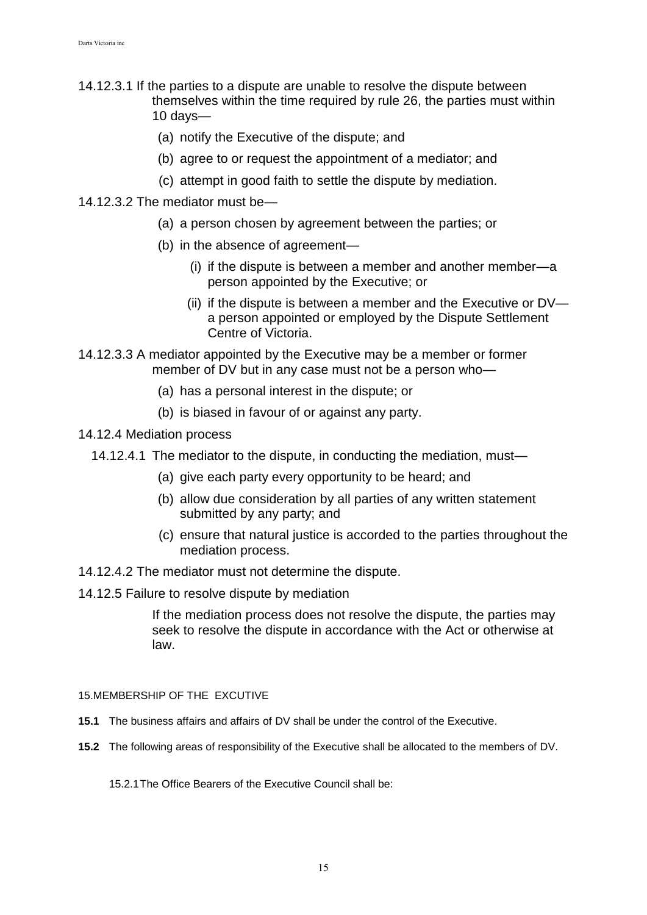14.12.3.1 If the parties to a dispute are unable to resolve the dispute between themselves within the time required by rule 26, the parties must within 10 days—

(a) notify the Executive of the dispute; and

(b) agree to or request the appointment of a mediator; and

(c) attempt in good faith to settle the dispute by mediation.

14.12.3.2 The mediator must be—

(a) a person chosen by agreement between the parties; or

(b) in the absence of agreement—

(i) if the dispute is between a member and another member—a person appointed by the Executive; or

(ii) if the dispute is between a member and the Executive or DV—a person appointed or employed by the Dispute Settlement Centre of Victoria.

14.12.3.3 A mediator appointed by the Executive may be a member or former member of DV but in any case must not be a person who—

(a) has a personal interest in the dispute; or

(b) is biased in favour of or against any party.

14.12.4 Mediation process

14.12.4.1 The mediator to the dispute, in conducting the mediation, must—

(a) give each party every opportunity to be heard; and

(b) allow due consideration by all parties of any written statement submitted by any party; and

(c) ensure that natural justice is accorded to the parties throughout the mediation process.

14.12.4.2 The mediator must not determine the dispute.

14.12.5 Failure to resolve dispute by mediation

If the mediation process does not resolve the dispute, the parties may seek to resolve the dispute in accordance with the Act or otherwise at law.

15.MEMBERSHIP OF THE EXCUTIVE

**15.1** The business affairs and affairs of DV shall be under the control of the Executive.

**15.2** The following areas of responsibility of the Executive shall be allocated to the members of DV.

15.2.1 The Office Bearers of the Executive Council shall be: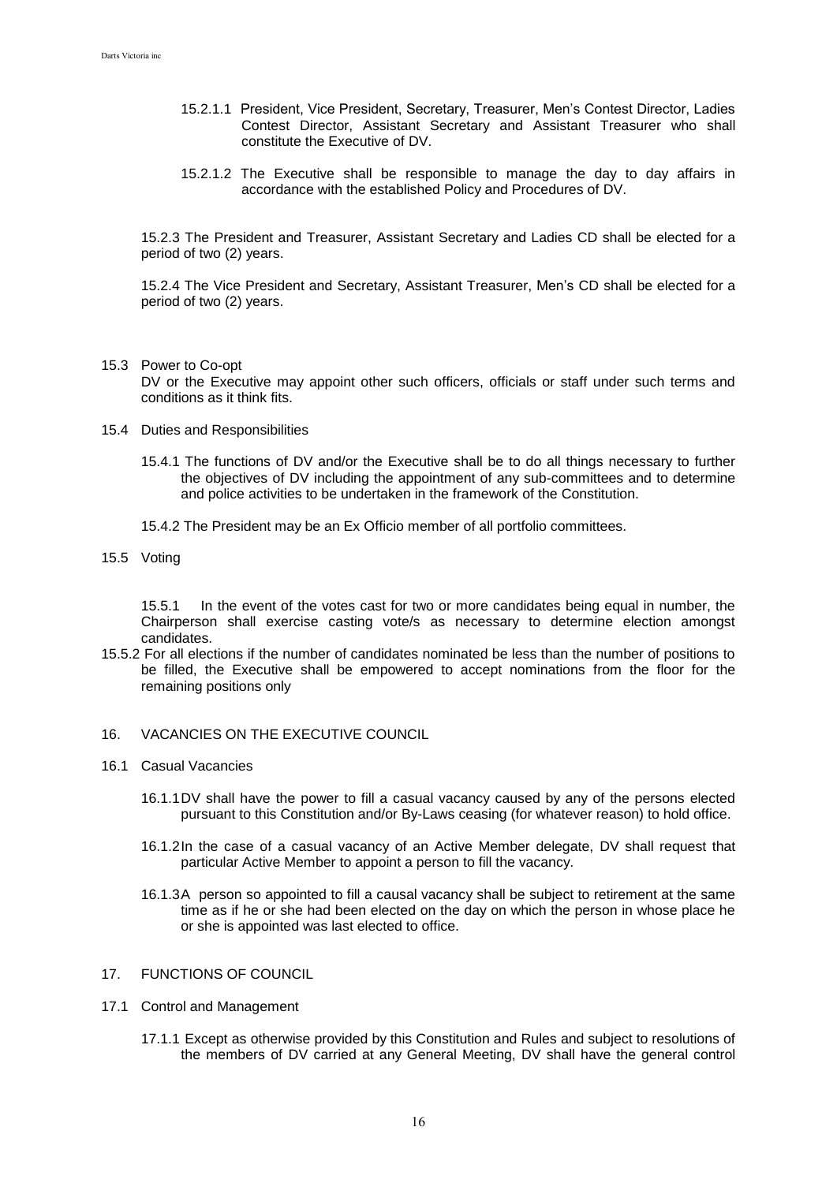15.2.1.1 President, Vice President, Secretary, Treasurer, Men's Contest Director, Ladies Contest Director, Assistant Secretary and Assistant Treasurer who shall constitute the Executive of DV.

15.2.1.2 The Executive shall be responsible to manage the day to day affairs in accordance with the established Policy and Procedures of DV.

15.2.3 The President and Treasurer, Assistant Secretary and Ladies CD shall be elected for a period of two (2) years.

15.2.4 The Vice President and Secretary, Assistant Treasurer, Men's CD shall be elected for a period of two (2) years.

15.3 Power to Co-opt

DV or the Executive may appoint other such officers, officials or staff under such terms and conditions as it think fits.

15.4 Duties and Responsibilities

15.4.1 The functions of DV and/or the Executive shall be to do all things necessary to further the objectives of DV including the appointment of any sub-committees and to determine and police activities to be undertaken in the framework of the Constitution.

15.4.2 The President may be an Ex Officio member of all portfolio committees.

15.5 Voting

15.5.1 In the event of the votes cast for two or more candidates being equal in number, the Chairperson shall exercise casting vote/s as necessary to determine election amongst candidates.

15.5.2 For all elections if the number of candidates nominated be less than the number of positions to be filled, the Executive shall be empowered to accept nominations from the floor for the remaining positions only

16. VACANCIES ON THE EXECUTIVE COUNCIL

16.1 Casual Vacancies

16.1.1 DV shall have the power to fill a casual vacancy caused by any of the persons elected pursuant to this Constitution and/or By-Laws ceasing (for whatever reason) to hold office.

16.1.2 In the case of a casual vacancy of an Active Member delegate, DV shall request that particular Active Member to appoint a person to fill the vacancy.

16.1.3 A person so appointed to fill a causal vacancy shall be subject to retirement at the same time as if he or she had been elected on the day on which the person in whose place he or she is appointed was last elected to office.

17. FUNCTIONS OF COUNCIL

17.1 Control and Management

17.1.1 Except as otherwise provided by this Constitution and Rules and subject to resolutions of the members of DV carried at any General Meeting, DV shall have the general control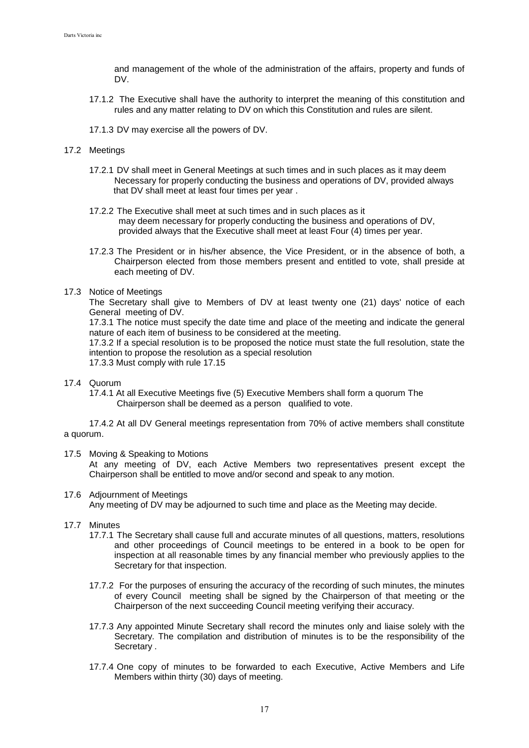and management of the whole of the administration of the affairs, property and funds of DV.

17.1.2 The Executive shall have the authority to interpret the meaning of this constitution and rules and any matter relating to DV on which this Constitution and rules are silent.

17.1.3 DV may exercise all the powers of DV.

17.2 Meetings

17.2.1 DV shall meet in General Meetings at such times and in such places as it may deem Necessary for properly conducting the business and operations of DV, provided always that DV shall meet at least four times per year .

17.2.2 The Executive shall meet at such times and in such places as it may deem necessary for properly conducting the business and operations of DV, provided always that the Executive shall meet at least Four (4) times per year.

17.2.3 The President or in his/her absence, the Vice President, or in the absence of both, a Chairperson elected from those members present and entitled to vote, shall preside at each meeting of DV.

17.3 Notice of Meetings

The Secretary shall give to Members of DV at least twenty one (21) days' notice of each General meeting of DV.

17.3.1 The notice must specify the date time and place of the meeting and indicate the general nature of each item of business to be considered at the meeting.

17.3.2 If a special resolution is to be proposed the notice must state the full resolution, state the intention to propose the resolution as a special resolution

17.3.3 Must comply with rule 17.15

17.4 Quorum

17.4.1 At all Executive Meetings five (5) Executive Members shall form a quorum The Chairperson shall be deemed as a person qualified to vote.

17.4.2 At all DV General meetings representation from 70% of active members shall constitute a quorum.

17.5 Moving & Speaking to Motions

At any meeting of DV, each Active Members two representatives present except the Chairperson shall be entitled to move and/or second and speak to any motion.

17.6 Adjournment of Meetings

Any meeting of DV may be adjourned to such time and place as the Meeting may decide.

17.7 Minutes

17.7.1 The Secretary shall cause full and accurate minutes of all questions, matters, resolutions and other proceedings of Council meetings to be entered in a book to be open for inspection at all reasonable times by any financial member who previously applies to the Secretary for that inspection.

17.7.2 For the purposes of ensuring the accuracy of the recording of such minutes, the minutes of every Council meeting shall be signed by the Chairperson of that meeting or the Chairperson of the next succeeding Council meeting verifying their accuracy.

17.7.3 Any appointed Minute Secretary shall record the minutes only and liaise solely with the Secretary. The compilation and distribution of minutes is to be the responsibility of the Secretary .

17.7.4 One copy of minutes to be forwarded to each Executive, Active Members and Life Members within thirty (30) days of meeting.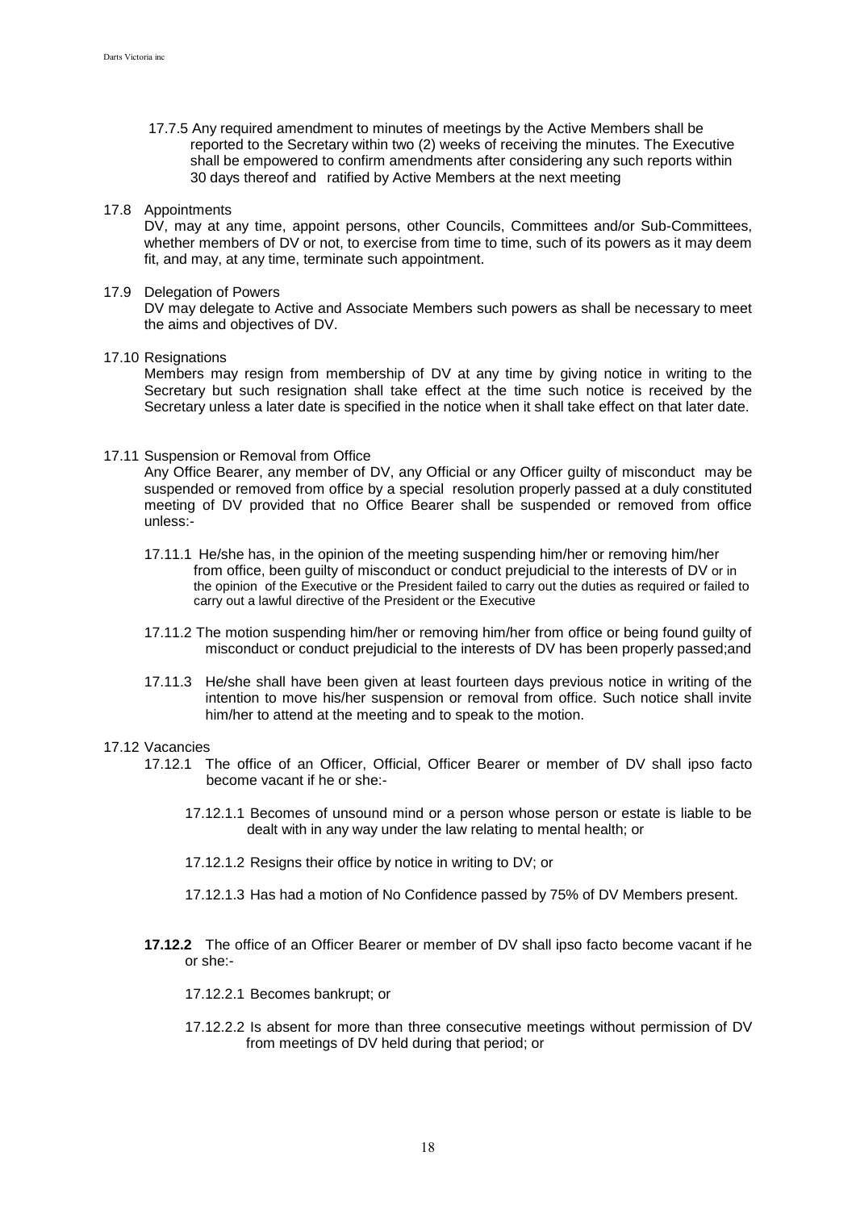17.7.5 Any required amendment to minutes of meetings by the Active Members shall be reported to the Secretary within two (2) weeks of receiving the minutes. The Executive shall be empowered to confirm amendments after considering any such reports within 30 days thereof and ratified by Active Members at the next meeting

17.8 Appointments

DV, may at any time, appoint persons, other Councils, Committees and/or Sub-Committees, whether members of DV or not, to exercise from time to time, such of its powers as it may deem fit, and may, at any time, terminate such appointment.

17.9 Delegation of Powers

DV may delegate to Active and Associate Members such powers as shall be necessary to meet the aims and objectives of DV.

17.10 Resignations

Members may resign from membership of DV at any time by giving notice in writing to the Secretary but such resignation shall take effect at the time such notice is received by the Secretary unless a later date is specified in the notice when it shall take effect on that later date.

17.11 Suspension or Removal from Office

Any Office Bearer, any member of DV, any Official or any Officer guilty of misconduct may be suspended or removed from office by a special resolution properly passed at a duly constituted meeting of DV provided that no Office Bearer shall be suspended or removed from office unless:-

17.11.1 He/she has, in the opinion of the meeting suspending him/her or removing him/her from office, been guilty of misconduct or conduct prejudicial to the interests of DV or in the opinion of the Executive or the President failed to carry out the duties as required or failed to carry out a lawful directive of the President or the Executive

17.11.2 The motion suspending him/her or removing him/her from office or being found guilty of misconduct or conduct prejudicial to the interests of DV has been properly passed;and

17.11.3 He/she shall have been given at least fourteen days previous notice in writing of the intention to move his/her suspension or removal from office. Such notice shall invite him/her to attend at the meeting and to speak to the motion.

17.12 Vacancies

17.12.1 The office of an Officer, Official, Officer Bearer or member of DV shall ipso facto become vacant if he or she:-

17.12.1.1 Becomes of unsound mind or a person whose person or estate is liable to be dealt with in any way under the law relating to mental health; or

17.12.1.2 Resigns their office by notice in writing to DV; or

17.12.1.3 Has had a motion of No Confidence passed by 75% of DV Members present.

**17.12.2** The office of an Officer Bearer or member of DV shall ipso facto become vacant if he or she:-

17.12.2.1 Becomes bankrupt; or

17.12.2.2 Is absent for more than three consecutive meetings without permission of DV from meetings of DV held during that period; or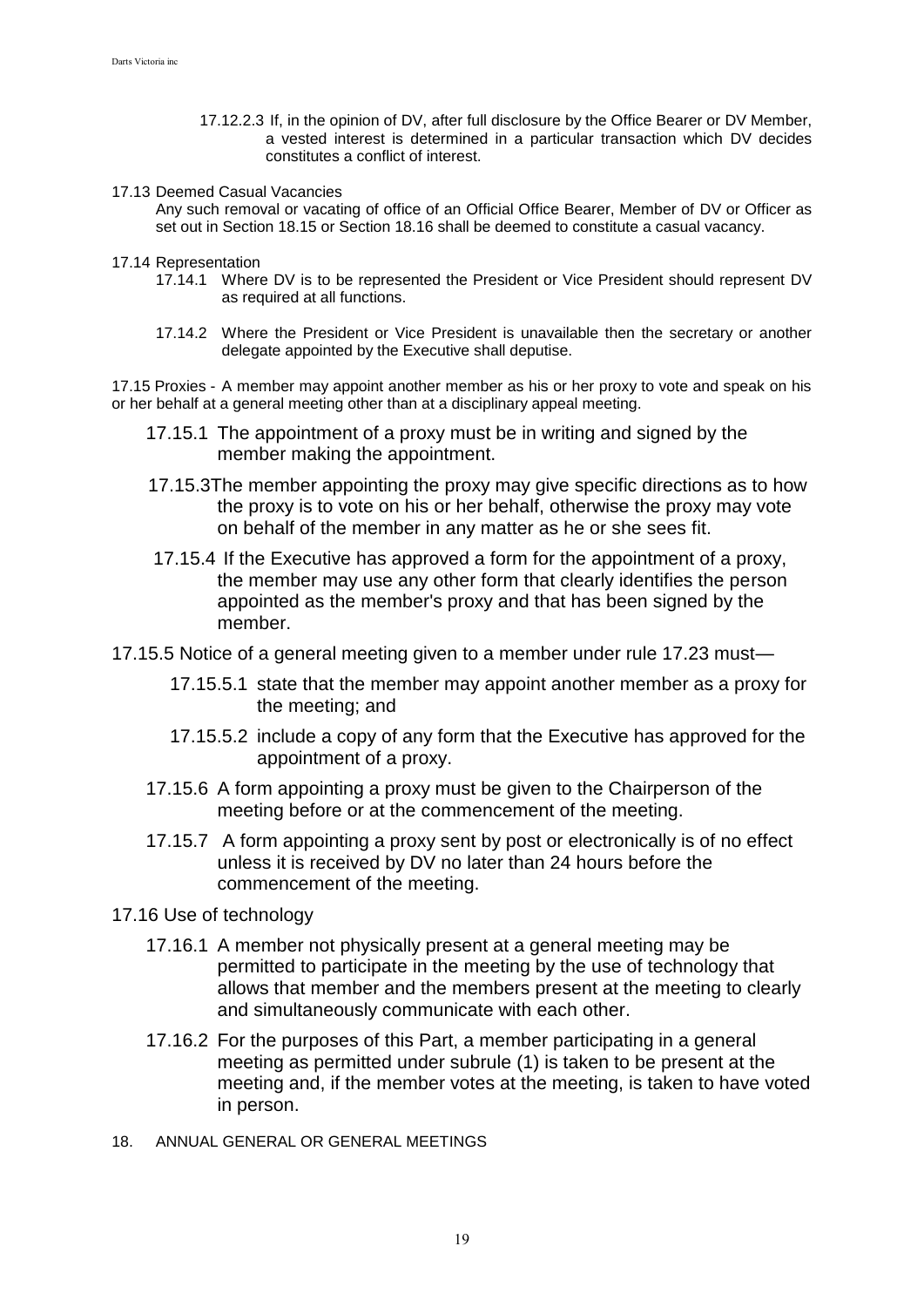17.12.2.3 If, in the opinion of DV, after full disclosure by the Office Bearer or DV Member, a vested interest is determined in a particular transaction which DV decides constitutes a conflict of interest.

17.13 Deemed Casual Vacancies

Any such removal or vacating of office of an Official Office Bearer, Member of DV or Officer as set out in Section 18.15 or Section 18.16 shall be deemed to constitute a casual vacancy.

17.14 Representation

17.14.1 Where DV is to be represented the President or Vice President should represent DV as required at all functions.

17.14.2 Where the President or Vice President is unavailable then the secretary or another delegate appointed by the Executive shall deputise.

17.15 Proxies - A member may appoint another member as his or her proxy to vote and speak on his or her behalf at a general meeting other than at a disciplinary appeal meeting.

17.15.1 The appointment of a proxy must be in writing and signed by the member making the appointment.

17.15.3The member appointing the proxy may give specific directions as to how the proxy is to vote on his or her behalf, otherwise the proxy may vote on behalf of the member in any matter as he or she sees fit.

17.15.4 If the Executive has approved a form for the appointment of a proxy, the member may use any other form that clearly identifies the person appointed as the member's proxy and that has been signed by the member.

17.15.5 Notice of a general meeting given to a member under rule 17.23 must—

17.15.5.1 state that the member may appoint another member as a proxy for the meeting; and

17.15.5.2 include a copy of any form that the Executive has approved for the appointment of a proxy.

17.15.6 A form appointing a proxy must be given to the Chairperson of the meeting before or at the commencement of the meeting.

17.15.7 A form appointing a proxy sent by post or electronically is of no effect unless it is received by DV no later than 24 hours before the commencement of the meeting.

17.16 Use of technology

17.16.1 A member not physically present at a general meeting may be permitted to participate in the meeting by the use of technology that allows that member and the members present at the meeting to clearly and simultaneously communicate with each other.

17.16.2 For the purposes of this Part, a member participating in a general meeting as permitted under subrule (1) is taken to be present at the meeting and, if the member votes at the meeting, is taken to have voted in person.

18. ANNUAL GENERAL OR GENERAL MEETINGS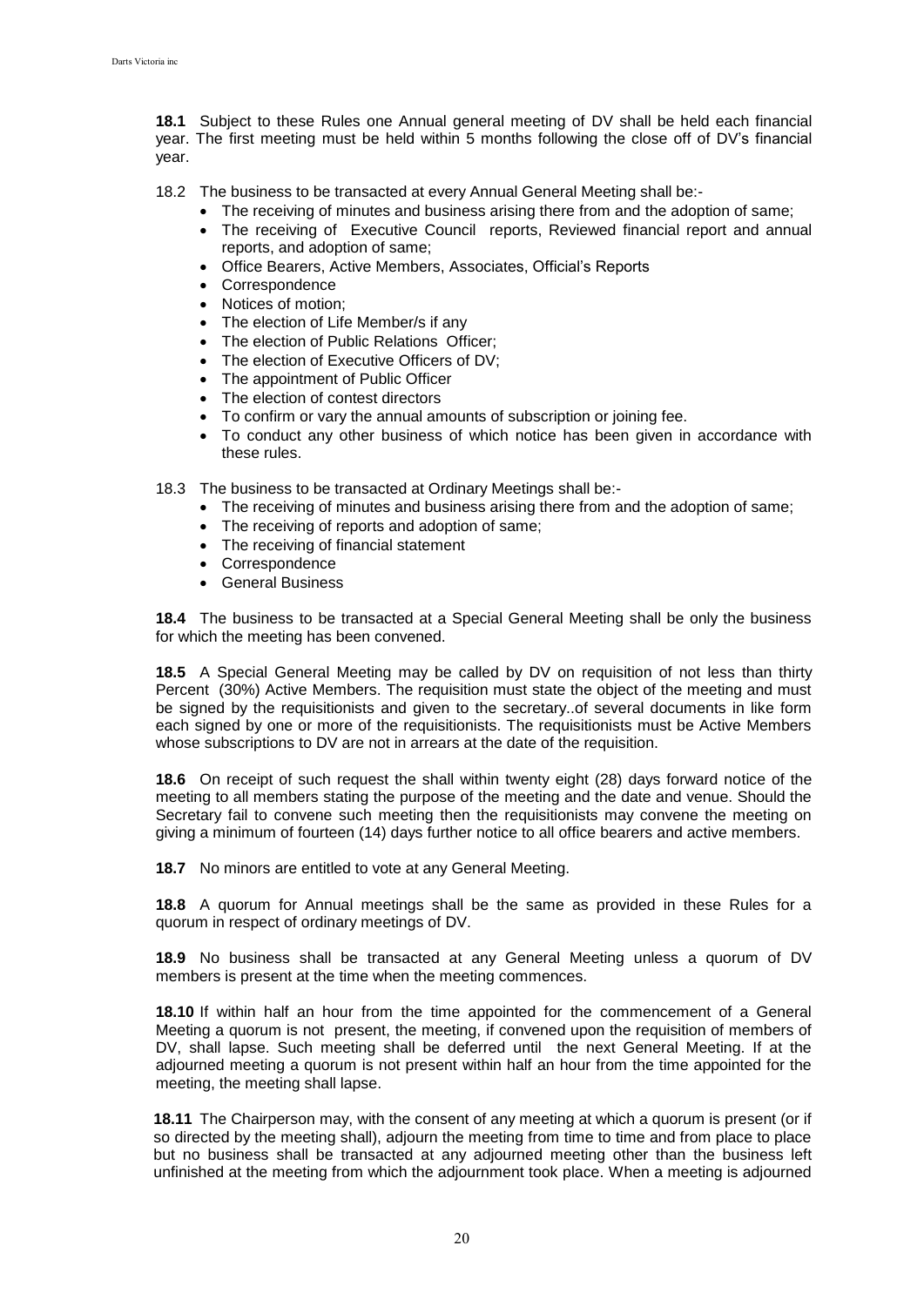**18.1** Subject to these Rules one Annual general meeting of DV shall be held each financial year. The first meeting must be held within 5 months following the close off of DV's financial year.

18.2 The business to be transacted at every Annual General Meeting shall be:-

- The receiving of minutes and business arising there from and the adoption of same;
- The receiving of Executive Council reports, Reviewed financial report and annual reports, and adoption of same;
- Office Bearers, Active Members, Associates, Official's Reports
- Correspondence
- Notices of motion;
- The election of Life Member/s if any
- The election of Public Relations Officer;
- The election of Executive Officers of DV;
- The appointment of Public Officer
- The election of contest directors
- To confirm or vary the annual amounts of subscription or joining fee.
- To conduct any other business of which notice has been given in accordance with these rules.

18.3 The business to be transacted at Ordinary Meetings shall be:-

- The receiving of minutes and business arising there from and the adoption of same;
- The receiving of reports and adoption of same;
- The receiving of financial statement
- Correspondence
- General Business

**18.4** The business to be transacted at a Special General Meeting shall be only the business for which the meeting has been convened.

**18.5** A Special General Meeting may be called by DV on requisition of not less than thirty Percent (30%) Active Members. The requisition must state the object of the meeting and must be signed by the requisitionists and given to the secretary..of several documents in like form each signed by one or more of the requisitionists. The requisitionists must be Active Members whose subscriptions to DV are not in arrears at the date of the requisition.

**18.6** On receipt of such request the shall within twenty eight (28) days forward notice of the meeting to all members stating the purpose of the meeting and the date and venue. Should the Secretary fail to convene such meeting then the requisitionists may convene the meeting on giving a minimum of fourteen (14) days further notice to all office bearers and active members.

**18.7** No minors are entitled to vote at any General Meeting.

**18.8** A quorum for Annual meetings shall be the same as provided in these Rules for a quorum in respect of ordinary meetings of DV.

**18.9** No business shall be transacted at any General Meeting unless a quorum of DV members is present at the time when the meeting commences.

**18.10** If within half an hour from the time appointed for the commencement of a General Meeting a quorum is not present, the meeting, if convened upon the requisition of members of DV, shall lapse. Such meeting shall be deferred until the next General Meeting. If at the adjourned meeting a quorum is not present within half an hour from the time appointed for the meeting, the meeting shall lapse.

**18.11** The Chairperson may, with the consent of any meeting at which a quorum is present (or if so directed by the meeting shall), adjourn the meeting from time to time and from place to place but no business shall be transacted at any adjourned meeting other than the business left unfinished at the meeting from which the adjournment took place. When a meeting is adjourned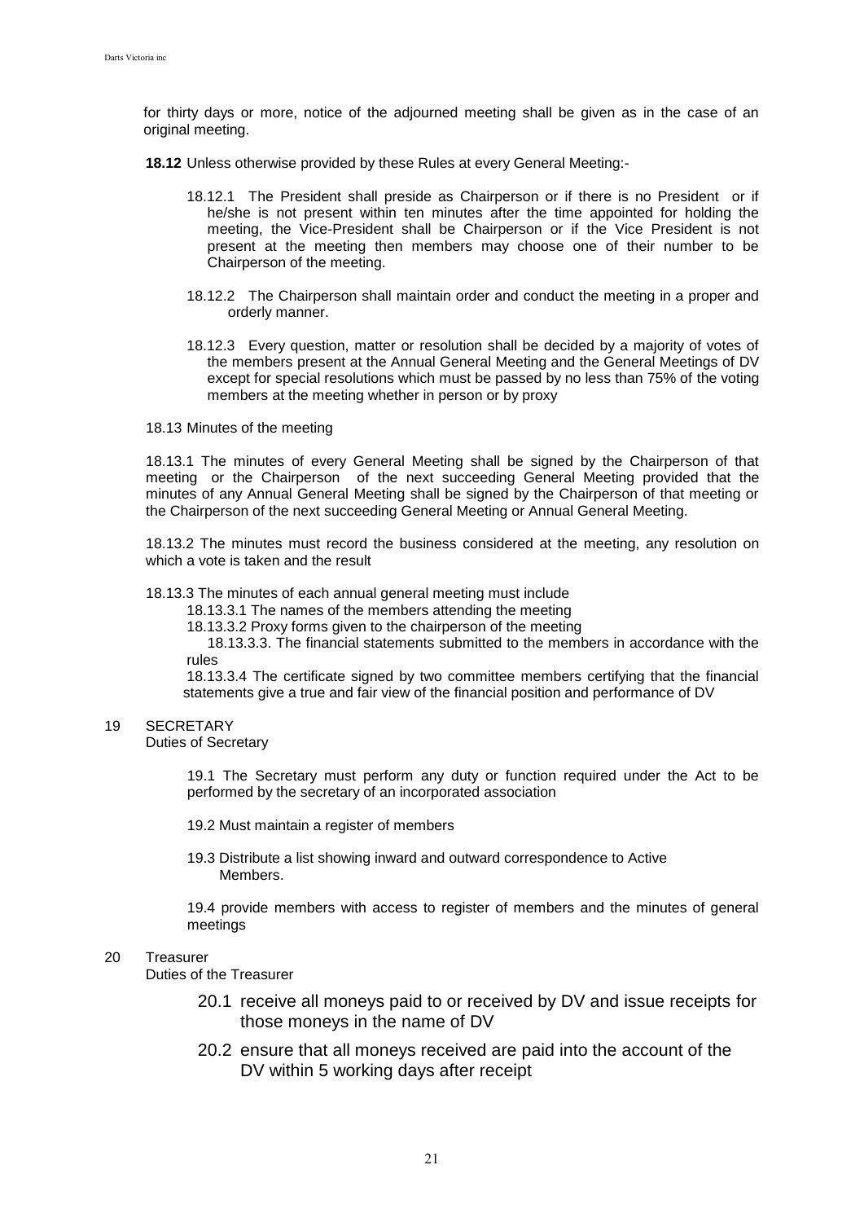for thirty days or more, notice of the adjourned meeting shall be given as in the case of an original meeting.

**18.12** Unless otherwise provided by these Rules at every General Meeting:-

18.12.1 The President shall preside as Chairperson or if there is no President or if he/she is not present within ten minutes after the time appointed for holding the meeting, the Vice-President shall be Chairperson or if the Vice President is not present at the meeting then members may choose one of their number to be Chairperson of the meeting.

18.12.2 The Chairperson shall maintain order and conduct the meeting in a proper and orderly manner.

18.12.3 Every question, matter or resolution shall be decided by a majority of votes of the members present at the Annual General Meeting and the General Meetings of DV except for special resolutions which must be passed by no less than 75% of the voting members at the meeting whether in person or by proxy

18.13 Minutes of the meeting

18.13.1 The minutes of every General Meeting shall be signed by the Chairperson of that meeting or the Chairperson of the next succeeding General Meeting provided that the minutes of any Annual General Meeting shall be signed by the Chairperson of that meeting or the Chairperson of the next succeeding General Meeting or Annual General Meeting.

18.13.2 The minutes must record the business considered at the meeting, any resolution on which a vote is taken and the result

18.13.3 The minutes of each annual general meeting must include

18.13.3.1 The names of the members attending the meeting

18.13.3.2 Proxy forms given to the chairperson of the meeting

18.13.3.3. The financial statements submitted to the members in accordance with the rules

18.13.3.4 The certificate signed by two committee members certifying that the financial statements give a true and fair view of the financial position and performance of DV

19 SECRETARY

Duties of Secretary

19.1 The Secretary must perform any duty or function required under the Act to be performed by the secretary of an incorporated association

19.2 Must maintain a register of members

19.3 Distribute a list showing inward and outward correspondence to Active Members.

19.4 provide members with access to register of members and the minutes of general meetings

20 Treasurer

Duties of the Treasurer

20.1 receive all moneys paid to or received by DV and issue receipts for those moneys in the name of DV

20.2 ensure that all moneys received are paid into the account of the DV within 5 working days after receipt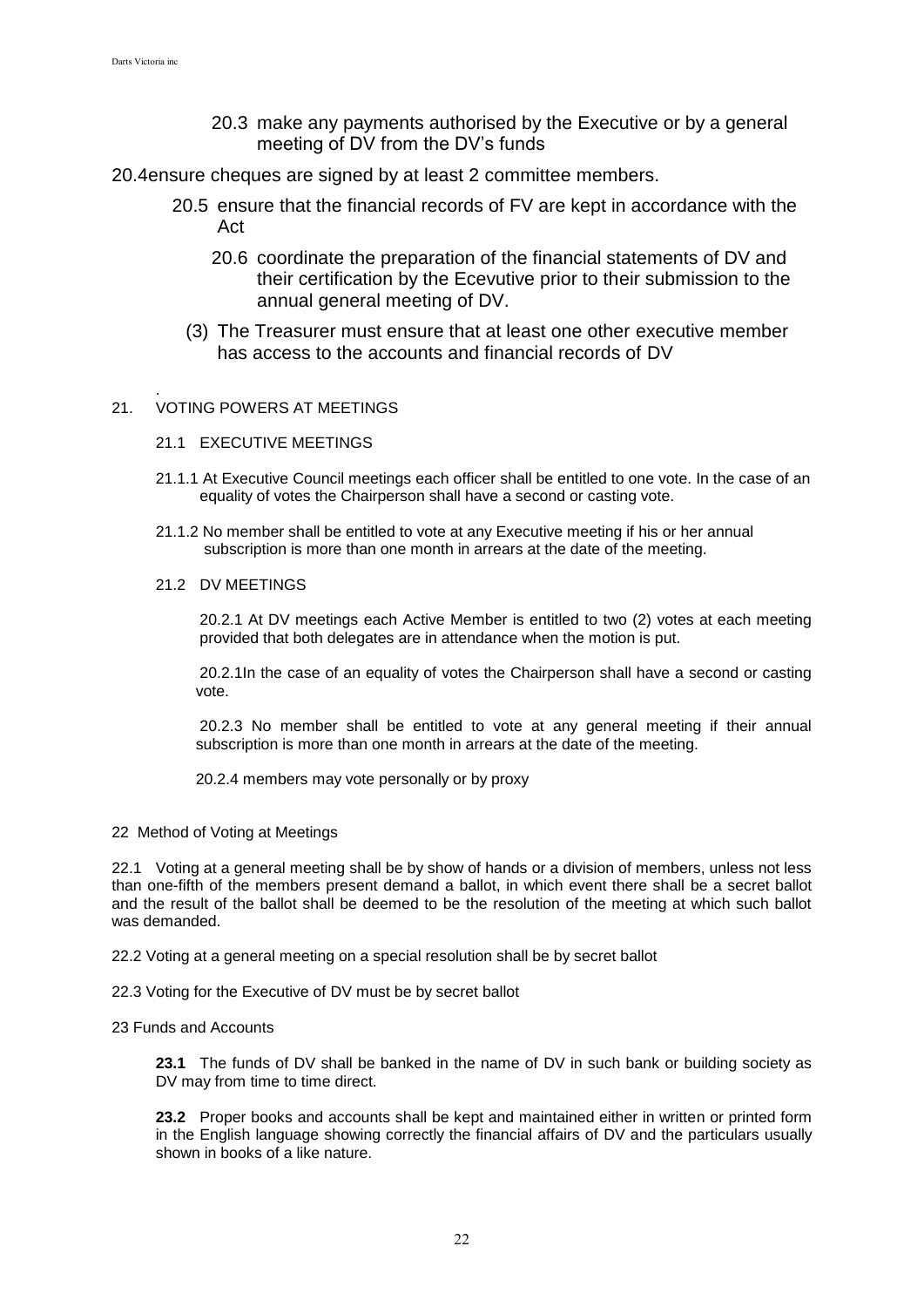20.3 make any payments authorised by the Executive or by a general meeting of DV from the DV's funds

20.4ensure cheques are signed by at least 2 committee members.

20.5 ensure that the financial records of FV are kept in accordance with the Act

20.6 coordinate the preparation of the financial statements of DV and their certification by the Ecevutive prior to their submission to the annual general meeting of DV.

(3) The Treasurer must ensure that at least one other executive member has access to the accounts and financial records of DV

.

21. VOTING POWERS AT MEETINGS

21.1 EXECUTIVE MEETINGS

21.1.1 At Executive Council meetings each officer shall be entitled to one vote. In the case of an equality of votes the Chairperson shall have a second or casting vote.

21.1.2 No member shall be entitled to vote at any Executive meeting if his or her annual subscription is more than one month in arrears at the date of the meeting.

21.2 DV MEETINGS

20.2.1 At DV meetings each Active Member is entitled to two (2) votes at each meeting provided that both delegates are in attendance when the motion is put.

20.2.1In the case of an equality of votes the Chairperson shall have a second or casting vote.

20.2.3 No member shall be entitled to vote at any general meeting if their annual subscription is more than one month in arrears at the date of the meeting.

20.2.4 members may vote personally or by proxy

22 Method of Voting at Meetings

22.1 Voting at a general meeting shall be by show of hands or a division of members, unless not less than one-fifth of the members present demand a ballot, in which event there shall be a secret ballot and the result of the ballot shall be deemed to be the resolution of the meeting at which such ballot was demanded.

22.2 Voting at a general meeting on a special resolution shall be by secret ballot

22.3 Voting for the Executive of DV must be by secret ballot

23 Funds and Accounts

**23.1** The funds of DV shall be banked in the name of DV in such bank or building society as DV may from time to time direct.

**23.2** Proper books and accounts shall be kept and maintained either in written or printed form in the English language showing correctly the financial affairs of DV and the particulars usually shown in books of a like nature.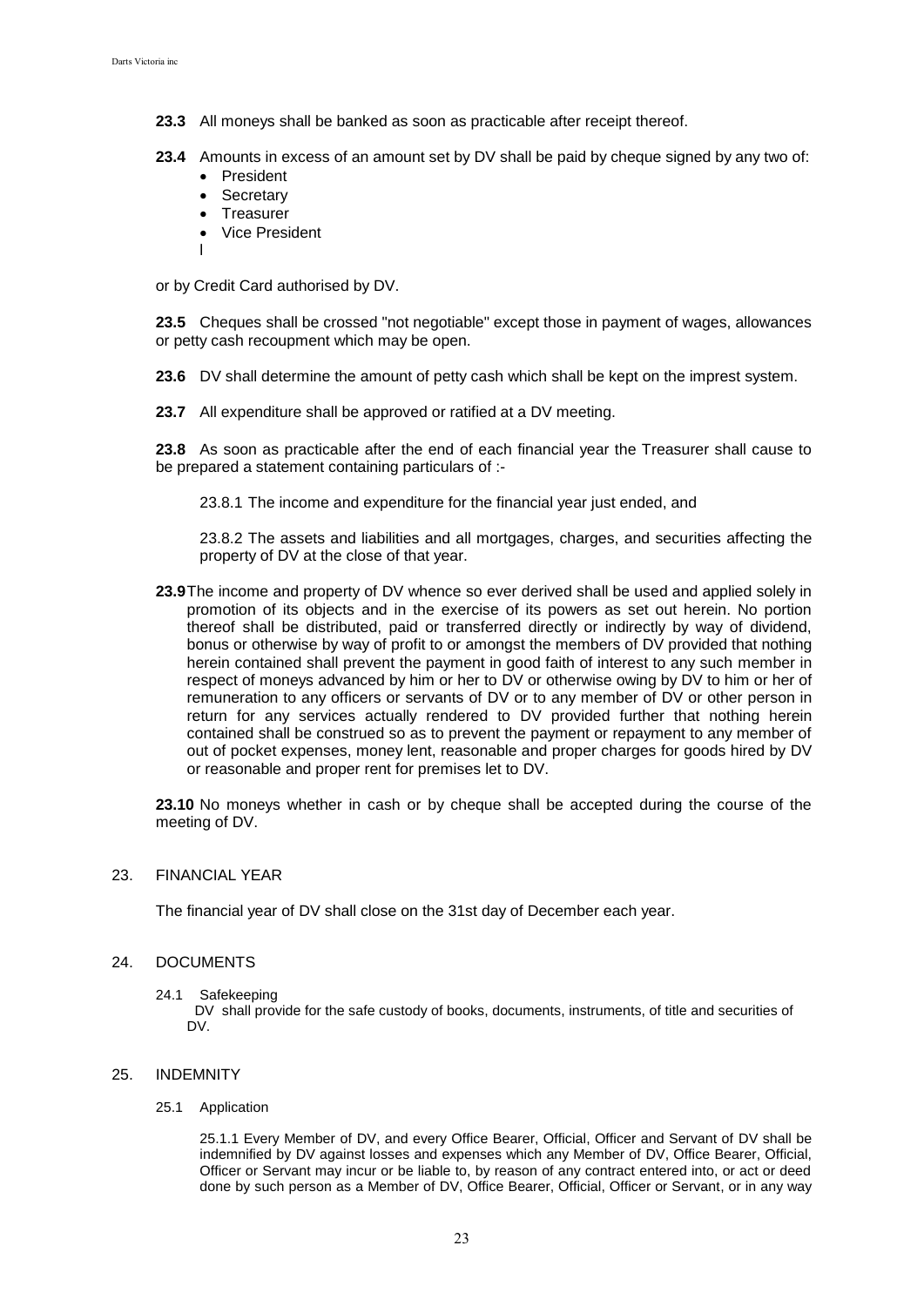**23.3** All moneys shall be banked as soon as practicable after receipt thereof.

**23.4** Amounts in excess of an amount set by DV shall be paid by cheque signed by any two of:

- President
- Secretary
- Treasurer
- Vice President

l

or by Credit Card authorised by DV.

**23.5** Cheques shall be crossed "not negotiable" except those in payment of wages, allowances or petty cash recoupment which may be open.

**23.6** DV shall determine the amount of petty cash which shall be kept on the imprest system.

**23.7** All expenditure shall be approved or ratified at a DV meeting.

**23.8** As soon as practicable after the end of each financial year the Treasurer shall cause to be prepared a statement containing particulars of :-

23.8.1 The income and expenditure for the financial year just ended, and

23.8.2 The assets and liabilities and all mortgages, charges, and securities affecting the property of DV at the close of that year.

**23.9** The income and property of DV whence so ever derived shall be used and applied solely in promotion of its objects and in the exercise of its powers as set out herein. No portion thereof shall be distributed, paid or transferred directly or indirectly by way of dividend, bonus or otherwise by way of profit to or amongst the members of DV provided that nothing herein contained shall prevent the payment in good faith of interest to any such member in respect of moneys advanced by him or her to DV or otherwise owing by DV to him or her of remuneration to any officers or servants of DV or to any member of DV or other person in return for any services actually rendered to DV provided further that nothing herein contained shall be construed so as to prevent the payment or repayment to any member of out of pocket expenses, money lent, reasonable and proper charges for goods hired by DV or reasonable and proper rent for premises let to DV.

**23.10** No moneys whether in cash or by cheque shall be accepted during the course of the meeting of DV.

## 23. FINANCIAL YEAR

The financial year of DV shall close on the 31st day of December each year.

## 24. DOCUMENTS

24.1 Safekeeping

DV shall provide for the safe custody of books, documents, instruments, of title and securities of DV.

## 25. INDEMNITY

25.1 Application

25.1.1 Every Member of DV, and every Office Bearer, Official, Officer and Servant of DV shall be indemnified by DV against losses and expenses which any Member of DV, Office Bearer, Official, Officer or Servant may incur or be liable to, by reason of any contract entered into, or act or deed done by such person as a Member of DV, Office Bearer, Official, Officer or Servant, or in any way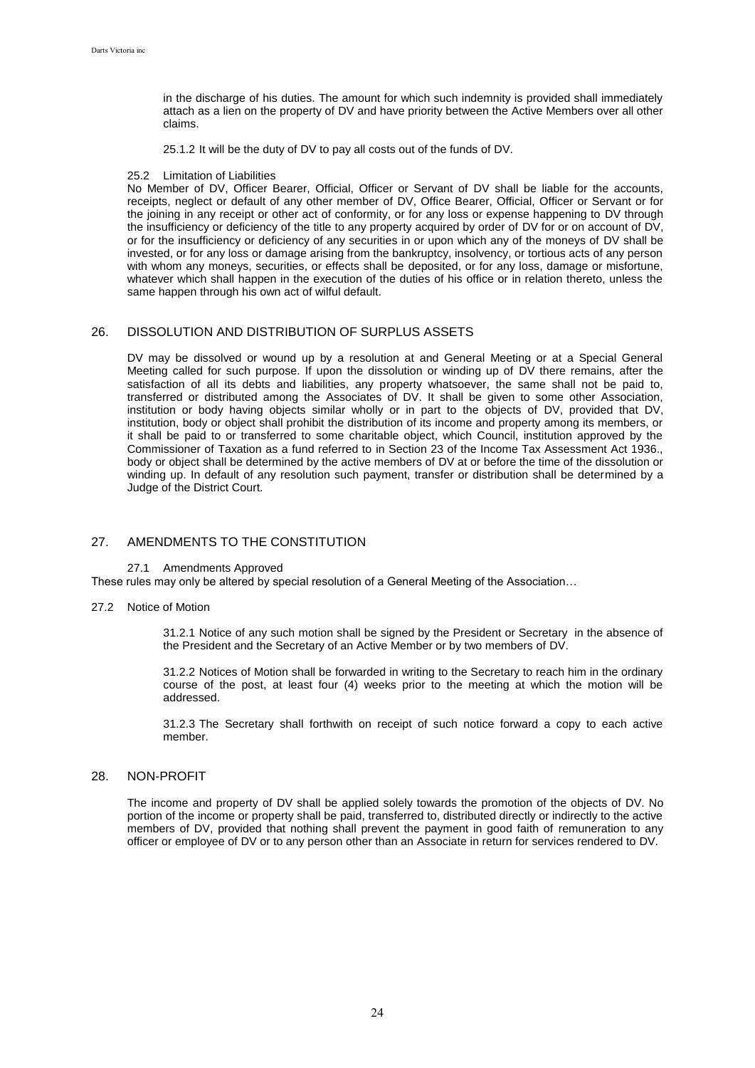in the discharge of his duties. The amount for which such indemnity is provided shall immediately attach as a lien on the property of DV and have priority between the Active Members over all other claims.

25.1.2 It will be the duty of DV to pay all costs out of the funds of DV.

25.2 Limitation of Liabilities

No Member of DV, Officer Bearer, Official, Officer or Servant of DV shall be liable for the accounts, receipts, neglect or default of any other member of DV, Office Bearer, Official, Officer or Servant or for the joining in any receipt or other act of conformity, or for any loss or expense happening to DV through the insufficiency or deficiency of the title to any property acquired by order of DV for or on account of DV, or for the insufficiency or deficiency of any securities in or upon which any of the moneys of DV shall be invested, or for any loss or damage arising from the bankruptcy, insolvency, or tortious acts of any person with whom any moneys, securities, or effects shall be deposited, or for any loss, damage or misfortune, whatever which shall happen in the execution of the duties of his office or in relation thereto, unless the same happen through his own act of wilful default.

## 26. DISSOLUTION AND DISTRIBUTION OF SURPLUS ASSETS

DV may be dissolved or wound up by a resolution at and General Meeting or at a Special General Meeting called for such purpose. If upon the dissolution or winding up of DV there remains, after the satisfaction of all its debts and liabilities, any property whatsoever, the same shall not be paid to, transferred or distributed among the Associates of DV. It shall be given to some other Association, institution or body having objects similar wholly or in part to the objects of DV, provided that DV, institution, body or object shall prohibit the distribution of its income and property among its members, or it shall be paid to or transferred to some charitable object, which Council, institution approved by the Commissioner of Taxation as a fund referred to in Section 23 of the Income Tax Assessment Act 1936., body or object shall be determined by the active members of DV at or before the time of the dissolution or winding up. In default of any resolution such payment, transfer or distribution shall be determined by a Judge of the District Court.

## 27. AMENDMENTS TO THE CONSTITUTION

27.1 Amendments Approved

These rules may only be altered by special resolution of a General Meeting of the Association…

27.2 Notice of Motion

31.2.1 Notice of any such motion shall be signed by the President or Secretary in the absence of the President and the Secretary of an Active Member or by two members of DV.

31.2.2 Notices of Motion shall be forwarded in writing to the Secretary to reach him in the ordinary course of the post, at least four (4) weeks prior to the meeting at which the motion will be addressed.

31.2.3 The Secretary shall forthwith on receipt of such notice forward a copy to each active member.

## 28. NON-PROFIT

The income and property of DV shall be applied solely towards the promotion of the objects of DV. No portion of the income or property shall be paid, transferred to, distributed directly or indirectly to the active members of DV, provided that nothing shall prevent the payment in good faith of remuneration to any officer or employee of DV or to any person other than an Associate in return for services rendered to DV.